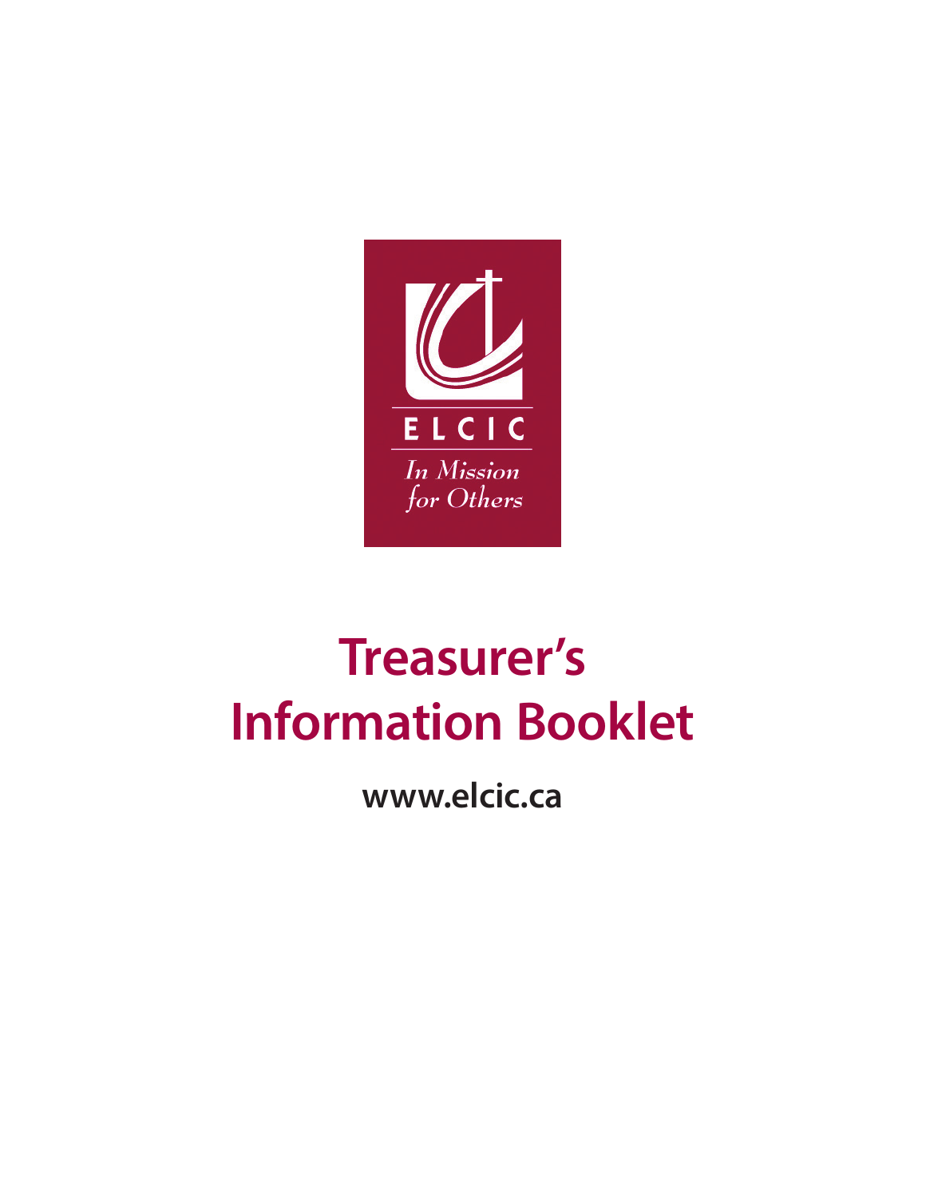ELCIC

*In Mission for Others*

# Treasurer's Information Booklet

**www.elcic.ca**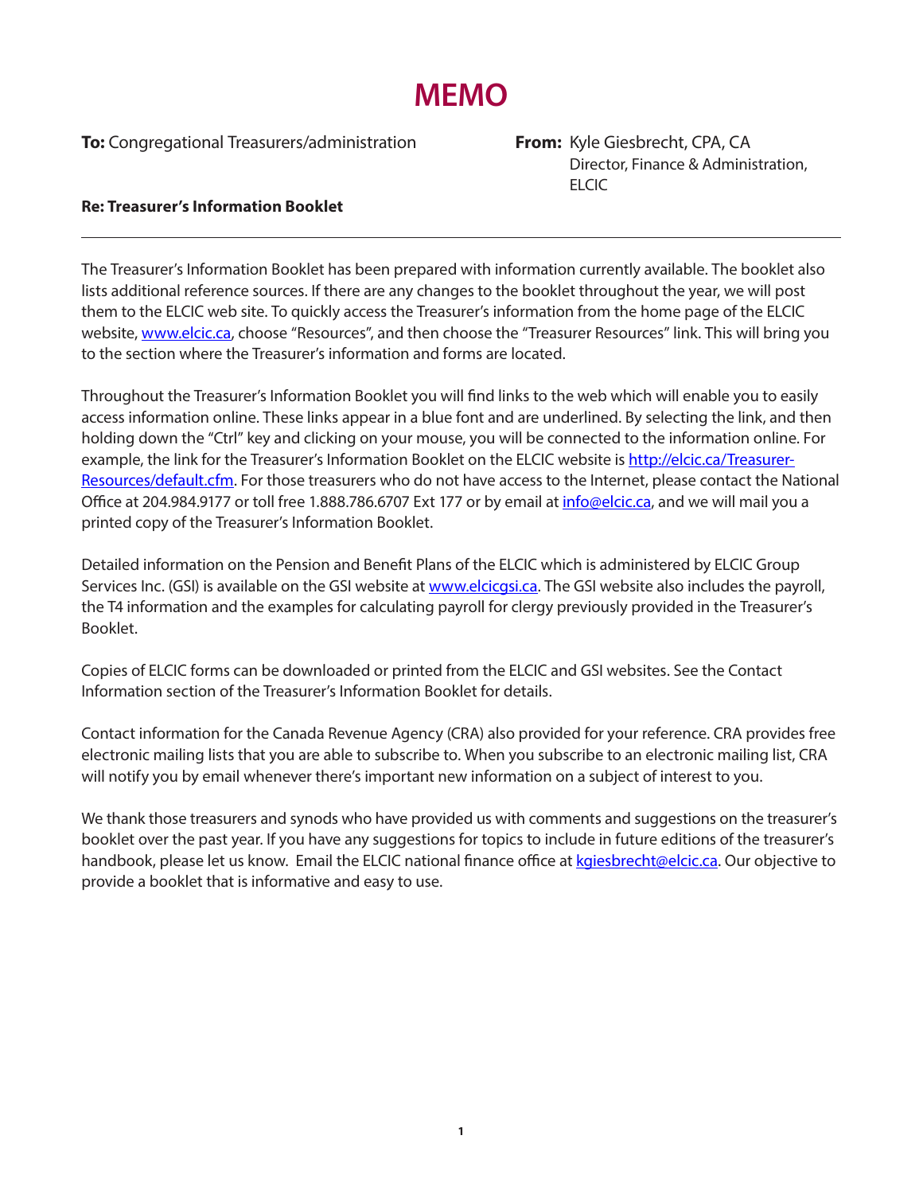# MEMO

**To:** Congregational Treasurers/administration

**From:** Kyle Giesbrecht, CPA, CA
Director, Finance & Administration, ELCIC

**Re: Treasurer's Information Booklet**

---

The Treasurer's Information Booklet has been prepared with information currently available. The booklet also lists additional reference sources. If there are any changes to the booklet throughout the year, we will post them to the ELCIC web site. To quickly access the Treasurer's information from the home page of the ELCIC website, [www.elcic.ca](http://www.elcic.ca), choose "Resources", and then choose the "Treasurer Resources" link. This will bring you to the section where the Treasurer's information and forms are located.

Throughout the Treasurer's Information Booklet you will find links to the web which will enable you to easily access information online. These links appear in a blue font and are underlined. By selecting the link, and then holding down the "Ctrl" key and clicking on your mouse, you will be connected to the information online. For example, the link for the Treasurer's Information Booklet on the ELCIC website is [http://elcic.ca/Treasurer-Resources/default.cfm](http://elcic.ca/Treasurer-Resources/default.cfm). For those treasurers who do not have access to the Internet, please contact the National Office at 204.984.9177 or toll free 1.888.786.6707 Ext 177 or by email at [info@elcic.ca](mailto:info@elcic.ca), and we will mail you a printed copy of the Treasurer's Information Booklet.

Detailed information on the Pension and Benefit Plans of the ELCIC which is administered by ELCIC Group Services Inc. (GSI) is available on the GSI website at [www.elcicgsi.ca](http://www.elcicgsi.ca). The GSI website also includes the payroll, the T4 information and the examples for calculating payroll for clergy previously provided in the Treasurer's Booklet.

Copies of ELCIC forms can be downloaded or printed from the ELCIC and GSI websites. See the Contact Information section of the Treasurer's Information Booklet for details.

Contact information for the Canada Revenue Agency (CRA) also provided for your reference. CRA provides free electronic mailing lists that you are able to subscribe to. When you subscribe to an electronic mailing list, CRA will notify you by email whenever there's important new information on a subject of interest to you.

We thank those treasurers and synods who have provided us with comments and suggestions on the treasurer's booklet over the past year. If you have any suggestions for topics to include in future editions of the treasurer's handbook, please let us know. Email the ELCIC national finance office at [kgiesbrecht@elcic.ca](mailto:kgiesbrecht@elcic.ca). Our objective to provide a booklet that is informative and easy to use.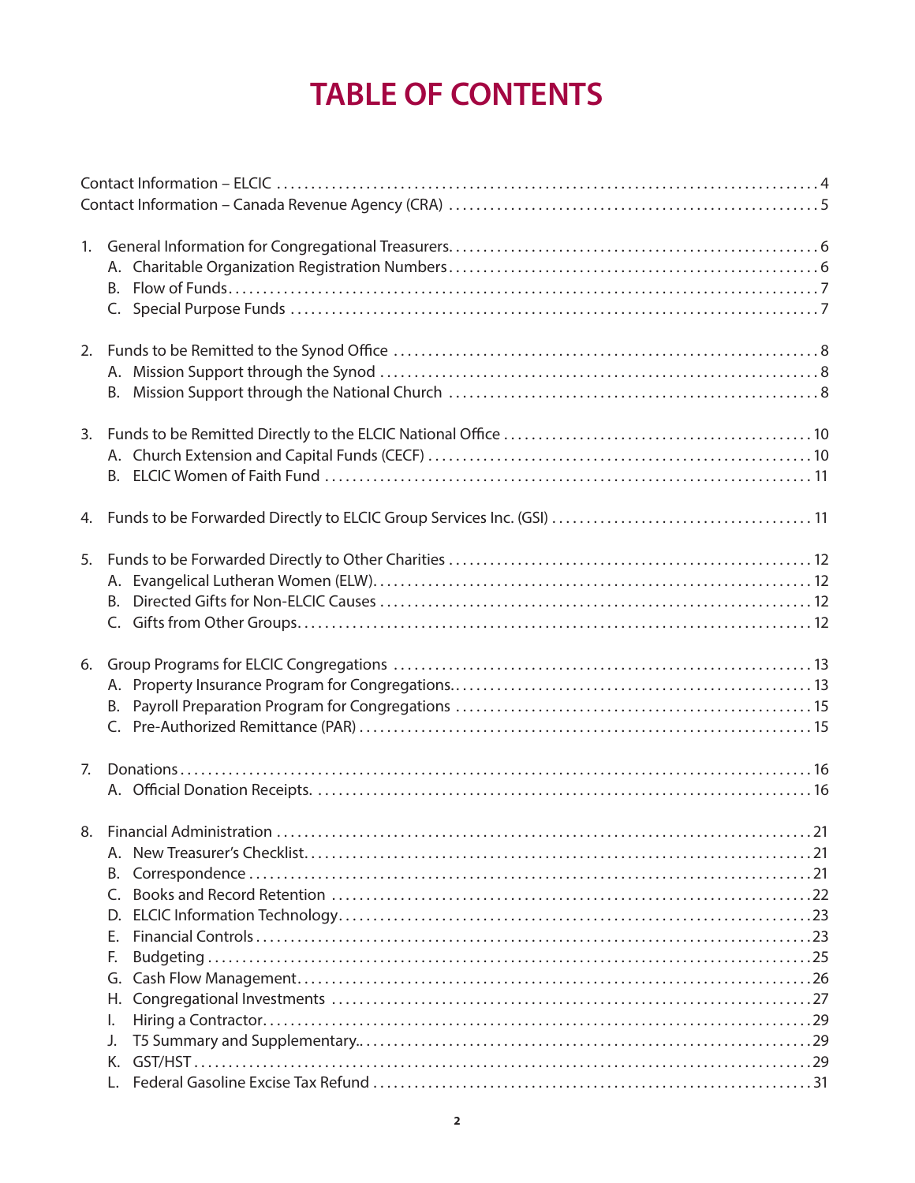# TABLE OF CONTENTS

Contact Information – ELCIC .......... 4
Contact Information – Canada Revenue Agency (CRA) .......... 5

1. General Information for Congregational Treasurers .......... 6
   - A. Charitable Organization Registration Numbers .......... 6
   - B. Flow of Funds .......... 7
   - C. Special Purpose Funds .......... 7

2. Funds to be Remitted to the Synod Office .......... 8
   - A. Mission Support through the Synod .......... 8
   - B. Mission Support through the National Church .......... 8

3. Funds to be Remitted Directly to the ELCIC National Office .......... 10
   - A. Church Extension and Capital Funds (CECF) .......... 10
   - B. ELCIC Women of Faith Fund .......... 11

4. Funds to be Forwarded Directly to ELCIC Group Services Inc. (GSI) .......... 11

5. Funds to be Forwarded Directly to Other Charities .......... 12
   - A. Evangelical Lutheran Women (ELW) .......... 12
   - B. Directed Gifts for Non-ELCIC Causes .......... 12
   - C. Gifts from Other Groups .......... 12

6. Group Programs for ELCIC Congregations .......... 13
   - A. Property Insurance Program for Congregations .......... 13
   - B. Payroll Preparation Program for Congregations .......... 15
   - C. Pre-Authorized Remittance (PAR) .......... 15

7. Donations .......... 16
   - A. Official Donation Receipts .......... 16

8. Financial Administration .......... 21
   - A. New Treasurer's Checklist .......... 21
   - B. Correspondence .......... 21
   - C. Books and Record Retention .......... 22
   - D. ELCIC Information Technology .......... 23
   - E. Financial Controls .......... 23
   - F. Budgeting .......... 25
   - G. Cash Flow Management .......... 26
   - H. Congregational Investments .......... 27
   - I. Hiring a Contractor .......... 29
   - J. T5 Summary and Supplementary .......... 29
   - K. GST/HST .......... 29
   - L. Federal Gasoline Excise Tax Refund .......... 31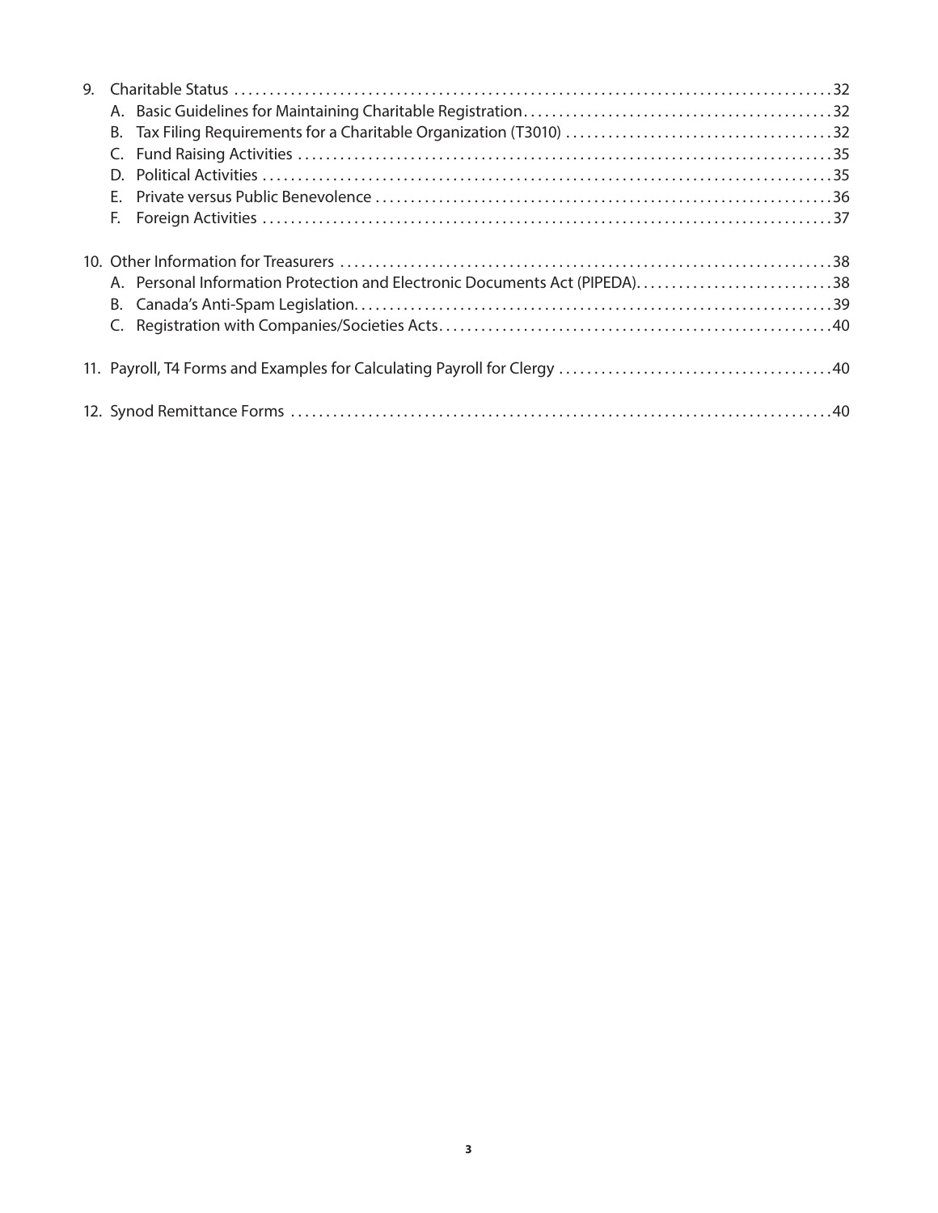9. Charitable Status ....................................................................................32
   - A. Basic Guidelines for Maintaining Charitable Registration....................................32
   - B. Tax Filing Requirements for a Charitable Organization (T3010) ..........................32
   - C. Fund Raising Activities ........................................................................35
   - D. Political Activities ...............................................................................35
   - E. Private versus Public Benevolence .........................................................36
   - F. Foreign Activities ...............................................................................37

10. Other Information for Treasurers ...............................................................38
   - A. Personal Information Protection and Electronic Documents Act (PIPEDA)...................38
   - B. Canada's Anti-Spam Legislation..............................................................39
   - C. Registration with Companies/Societies Acts..................................................40

11. Payroll, T4 Forms and Examples for Calculating Payroll for Clergy ...........................40

12. Synod Remittance Forms ...........................................................................40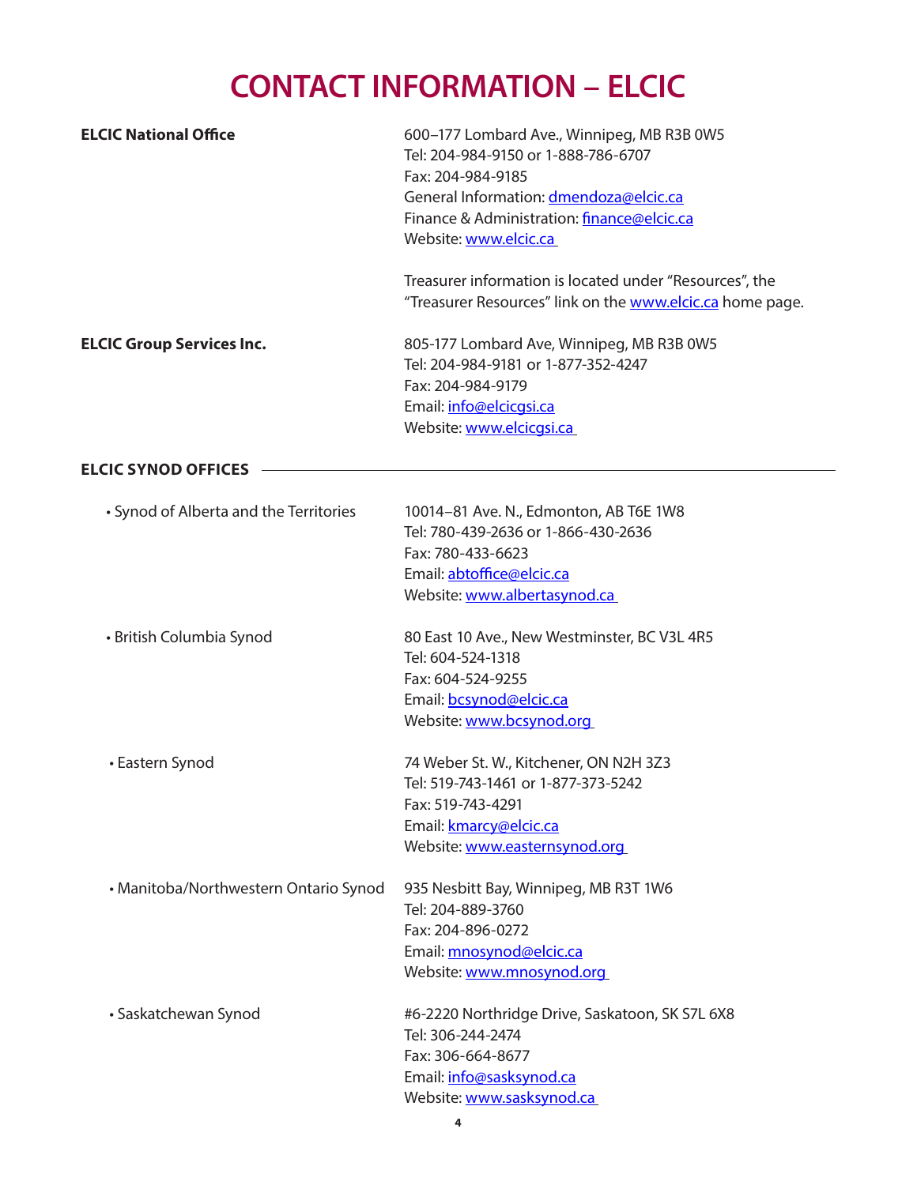# CONTACT INFORMATION – ELCIC

**ELCIC National Office**

600–177 Lombard Ave., Winnipeg, MB R3B 0W5
Tel: 204-984-9150 or 1-888-786-6707
Fax: 204-984-9185
General Information: dmendoza@elcic.ca
Finance & Administration: finance@elcic.ca
Website: www.elcic.ca

Treasurer information is located under "Resources", the "Treasurer Resources" link on the www.elcic.ca home page.

**ELCIC Group Services Inc.**

805-177 Lombard Ave, Winnipeg, MB R3B 0W5
Tel: 204-984-9181 or 1-877-352-4247
Fax: 204-984-9179
Email: info@elcicgsi.ca
Website: www.elcicgsi.ca

## ELCIC SYNOD OFFICES

- Synod of Alberta and the Territories

  10014–81 Ave. N., Edmonton, AB T6E 1W8
  Tel: 780-439-2636 or 1-866-430-2636
  Fax: 780-433-6623
  Email: abtoffice@elcic.ca
  Website: www.albertasynod.ca

- British Columbia Synod

  80 East 10 Ave., New Westminster, BC V3L 4R5
  Tel: 604-524-1318
  Fax: 604-524-9255
  Email: bcsynod@elcic.ca
  Website: www.bcsynod.org

- Eastern Synod

  74 Weber St. W., Kitchener, ON N2H 3Z3
  Tel: 519-743-1461 or 1-877-373-5242
  Fax: 519-743-4291
  Email: kmarcy@elcic.ca
  Website: www.easternsynod.org

- Manitoba/Northwestern Ontario Synod

  935 Nesbitt Bay, Winnipeg, MB R3T 1W6
  Tel: 204-889-3760
  Fax: 204-896-0272
  Email: mnosynod@elcic.ca
  Website: www.mnosynod.org

- Saskatchewan Synod

  #6-2220 Northridge Drive, Saskatoon, SK S7L 6X8
  Tel: 306-244-2474
  Fax: 306-664-8677
  Email: info@sasksynod.ca
  Website: www.sasksynod.ca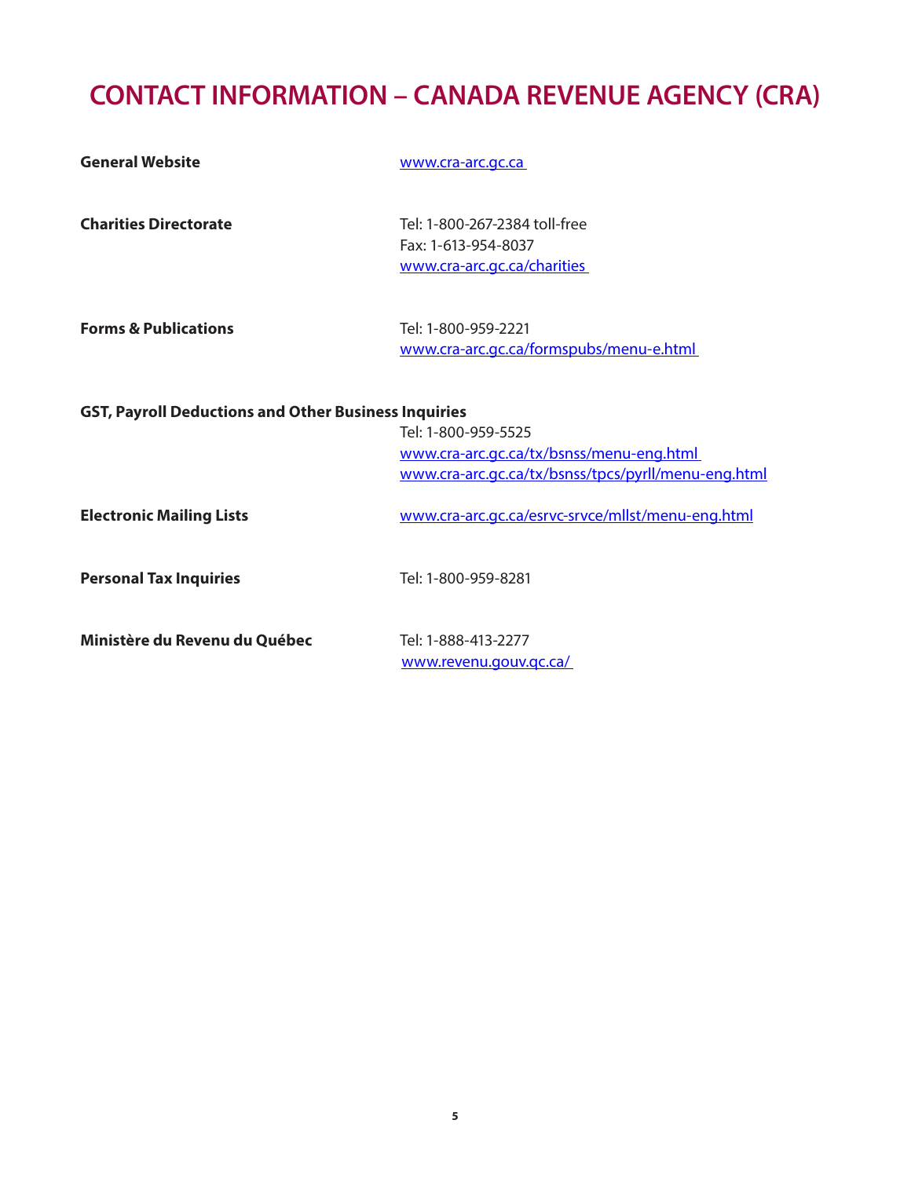# CONTACT INFORMATION – CANADA REVENUE AGENCY (CRA)

**General Website**
www.cra-arc.gc.ca

**Charities Directorate**
Tel: 1-800-267-2384 toll-free
Fax: 1-613-954-8037
www.cra-arc.gc.ca/charities

**Forms & Publications**
Tel: 1-800-959-2221
www.cra-arc.gc.ca/formspubs/menu-e.html

**GST, Payroll Deductions and Other Business Inquiries**
Tel: 1-800-959-5525
www.cra-arc.gc.ca/tx/bsnss/menu-eng.html
www.cra-arc.gc.ca/tx/bsnss/tpcs/pyrll/menu-eng.html

**Electronic Mailing Lists**
www.cra-arc.gc.ca/esrvc-srvce/mllst/menu-eng.html

**Personal Tax Inquiries**
Tel: 1-800-959-8281

**Ministère du Revenu du Québec**
Tel: 1-888-413-2277
www.revenu.gouv.qc.ca/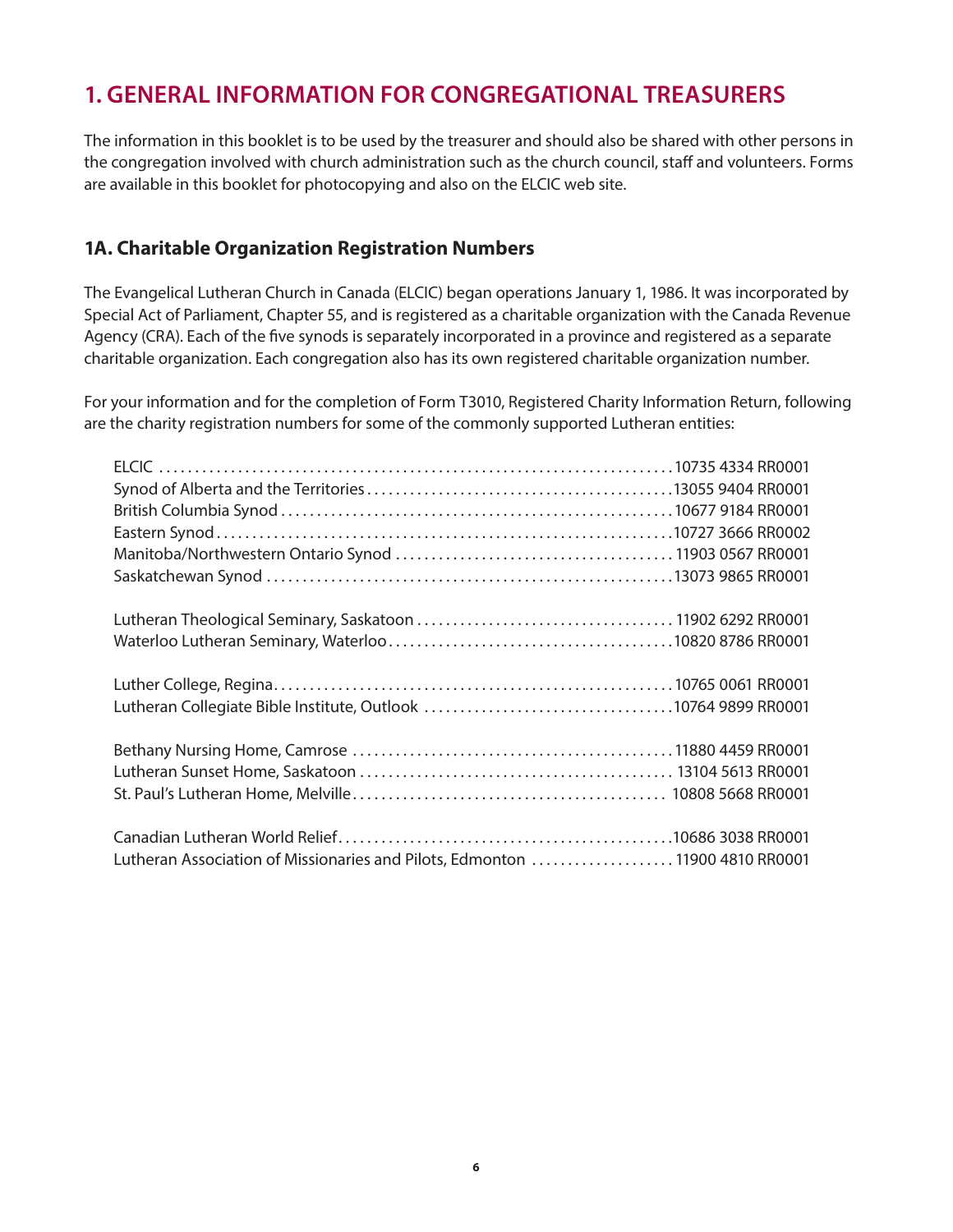# 1. GENERAL INFORMATION FOR CONGREGATIONAL TREASURERS

The information in this booklet is to be used by the treasurer and should also be shared with other persons in the congregation involved with church administration such as the church council, staff and volunteers. Forms are available in this booklet for photocopying and also on the ELCIC web site.

## 1A. Charitable Organization Registration Numbers

The Evangelical Lutheran Church in Canada (ELCIC) began operations January 1, 1986. It was incorporated by Special Act of Parliament, Chapter 55, and is registered as a charitable organization with the Canada Revenue Agency (CRA). Each of the five synods is separately incorporated in a province and registered as a separate charitable organization. Each congregation also has its own registered charitable organization number.

For your information and for the completion of Form T3010, Registered Charity Information Return, following are the charity registration numbers for some of the commonly supported Lutheran entities:

| Entity | Registration Number |
|---|---|
| ELCIC | 10735 4334 RR0001 |
| Synod of Alberta and the Territories | 13055 9404 RR0001 |
| British Columbia Synod | 10677 9184 RR0001 |
| Eastern Synod | 10727 3666 RR0002 |
| Manitoba/Northwestern Ontario Synod | 11903 0567 RR0001 |
| Saskatchewan Synod | 13073 9865 RR0001 |
| Lutheran Theological Seminary, Saskatoon | 11902 6292 RR0001 |
| Waterloo Lutheran Seminary, Waterloo | 10820 8786 RR0001 |
| Luther College, Regina | 10765 0061 RR0001 |
| Lutheran Collegiate Bible Institute, Outlook | 10764 9899 RR0001 |
| Bethany Nursing Home, Camrose | 11880 4459 RR0001 |
| Lutheran Sunset Home, Saskatoon | 13104 5613 RR0001 |
| St. Paul's Lutheran Home, Melville | 10808 5668 RR0001 |
| Canadian Lutheran World Relief | 10686 3038 RR0001 |
| Lutheran Association of Missionaries and Pilots, Edmonton | 11900 4810 RR0001 |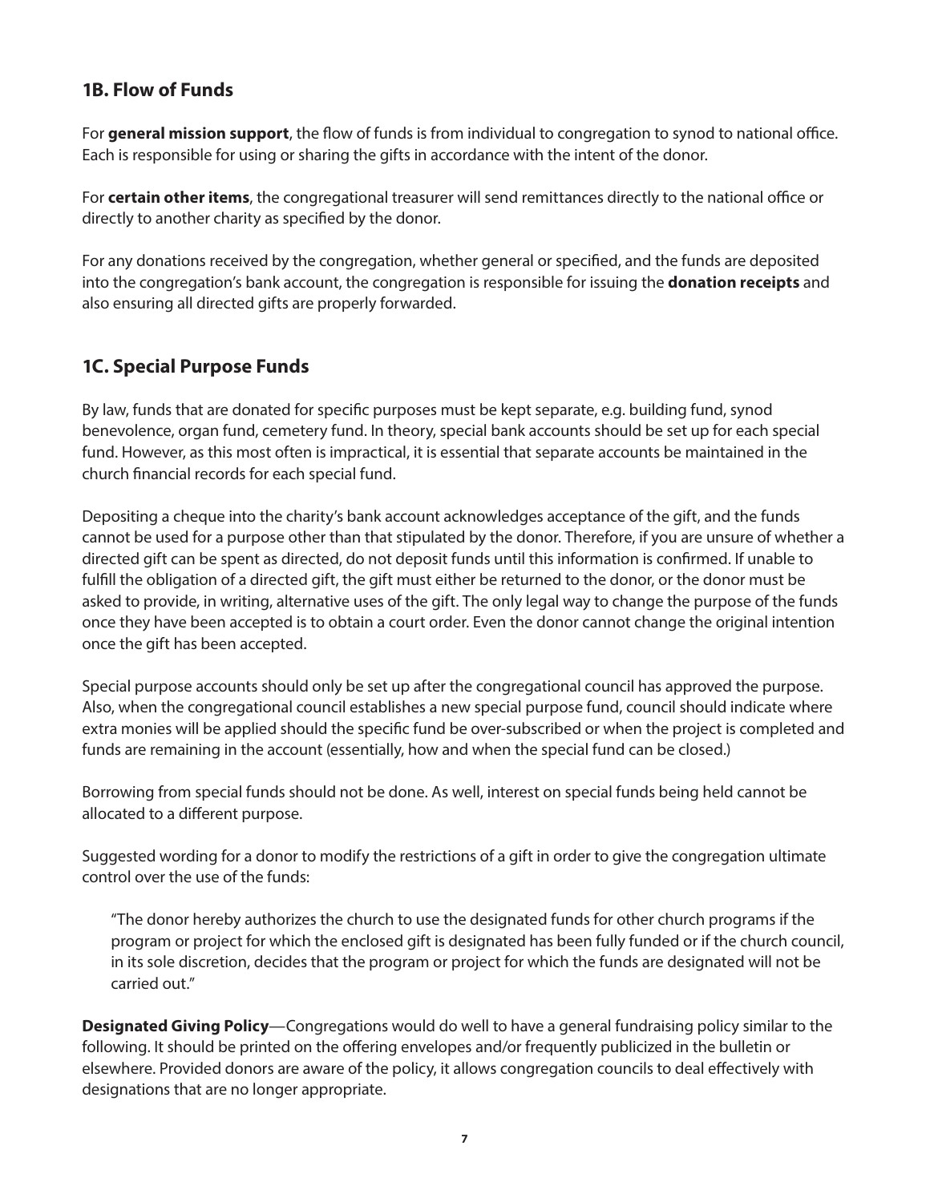## 1B. Flow of Funds

For **general mission support**, the flow of funds is from individual to congregation to synod to national office. Each is responsible for using or sharing the gifts in accordance with the intent of the donor.

For **certain other items**, the congregational treasurer will send remittances directly to the national office or directly to another charity as specified by the donor.

For any donations received by the congregation, whether general or specified, and the funds are deposited into the congregation's bank account, the congregation is responsible for issuing the **donation receipts** and also ensuring all directed gifts are properly forwarded.

## 1C. Special Purpose Funds

By law, funds that are donated for specific purposes must be kept separate, e.g. building fund, synod benevolence, organ fund, cemetery fund. In theory, special bank accounts should be set up for each special fund. However, as this most often is impractical, it is essential that separate accounts be maintained in the church financial records for each special fund.

Depositing a cheque into the charity's bank account acknowledges acceptance of the gift, and the funds cannot be used for a purpose other than that stipulated by the donor. Therefore, if you are unsure of whether a directed gift can be spent as directed, do not deposit funds until this information is confirmed. If unable to fulfill the obligation of a directed gift, the gift must either be returned to the donor, or the donor must be asked to provide, in writing, alternative uses of the gift. The only legal way to change the purpose of the funds once they have been accepted is to obtain a court order. Even the donor cannot change the original intention once the gift has been accepted.

Special purpose accounts should only be set up after the congregational council has approved the purpose. Also, when the congregational council establishes a new special purpose fund, council should indicate where extra monies will be applied should the specific fund be over-subscribed or when the project is completed and funds are remaining in the account (essentially, how and when the special fund can be closed.)

Borrowing from special funds should not be done. As well, interest on special funds being held cannot be allocated to a different purpose.

Suggested wording for a donor to modify the restrictions of a gift in order to give the congregation ultimate control over the use of the funds:

> "The donor hereby authorizes the church to use the designated funds for other church programs if the program or project for which the enclosed gift is designated has been fully funded or if the church council, in its sole discretion, decides that the program or project for which the funds are designated will not be carried out."

**Designated Giving Policy**—Congregations would do well to have a general fundraising policy similar to the following. It should be printed on the offering envelopes and/or frequently publicized in the bulletin or elsewhere. Provided donors are aware of the policy, it allows congregation councils to deal effectively with designations that are no longer appropriate.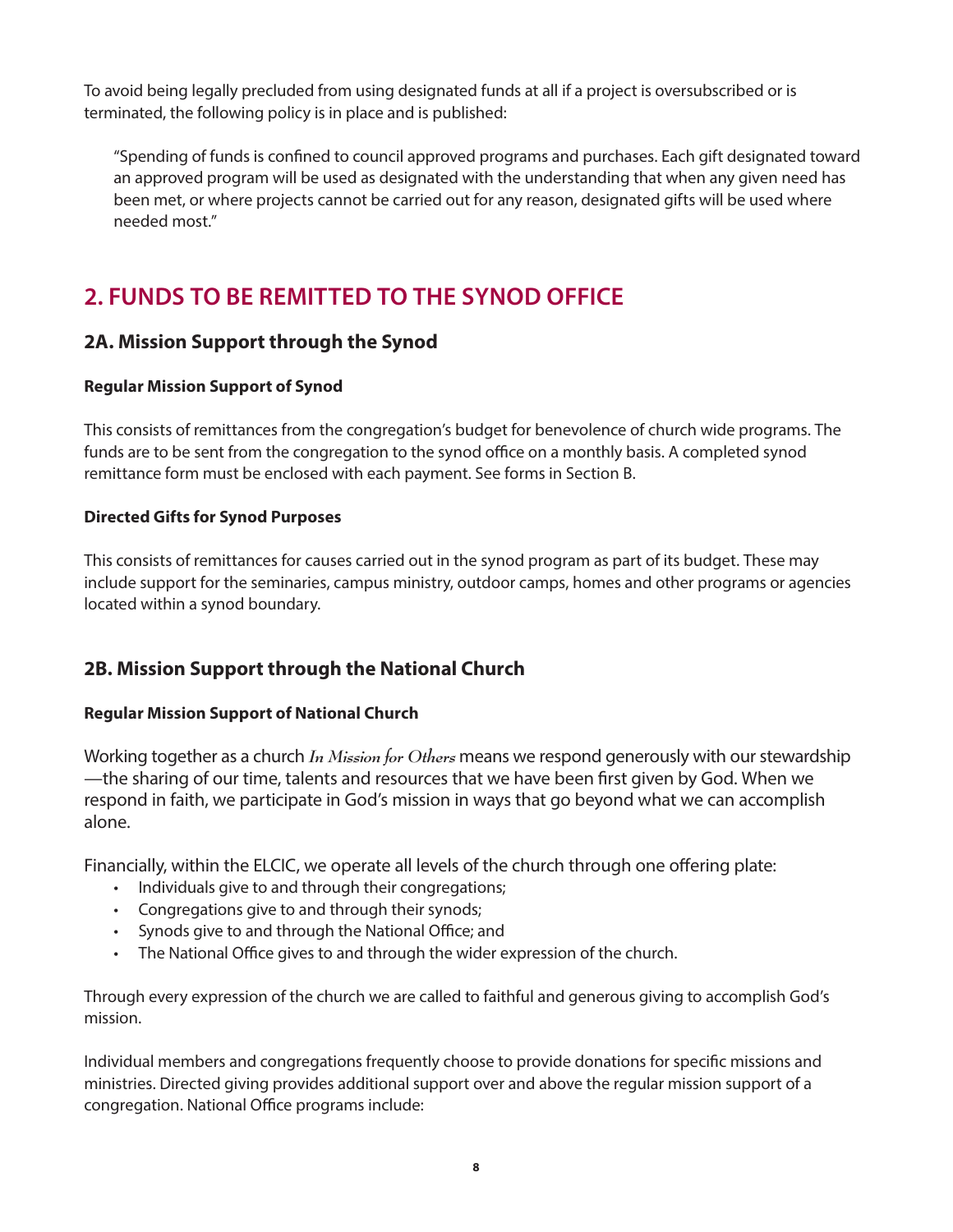To avoid being legally precluded from using designated funds at all if a project is oversubscribed or is terminated, the following policy is in place and is published:

> "Spending of funds is confined to council approved programs and purchases. Each gift designated toward an approved program will be used as designated with the understanding that when any given need has been met, or where projects cannot be carried out for any reason, designated gifts will be used where needed most."

# 2. FUNDS TO BE REMITTED TO THE SYNOD OFFICE

## 2A. Mission Support through the Synod

### Regular Mission Support of Synod

This consists of remittances from the congregation's budget for benevolence of church wide programs. The funds are to be sent from the congregation to the synod office on a monthly basis. A completed synod remittance form must be enclosed with each payment. See forms in Section B.

### Directed Gifts for Synod Purposes

This consists of remittances for causes carried out in the synod program as part of its budget. These may include support for the seminaries, campus ministry, outdoor camps, homes and other programs or agencies located within a synod boundary.

## 2B. Mission Support through the National Church

### Regular Mission Support of National Church

Working together as a church *In Mission for Others* means we respond generously with our stewardship —the sharing of our time, talents and resources that we have been first given by God. When we respond in faith, we participate in God's mission in ways that go beyond what we can accomplish alone.

Financially, within the ELCIC, we operate all levels of the church through one offering plate:

- Individuals give to and through their congregations;
- Congregations give to and through their synods;
- Synods give to and through the National Office; and
- The National Office gives to and through the wider expression of the church.

Through every expression of the church we are called to faithful and generous giving to accomplish God's mission.

Individual members and congregations frequently choose to provide donations for specific missions and ministries. Directed giving provides additional support over and above the regular mission support of a congregation. National Office programs include: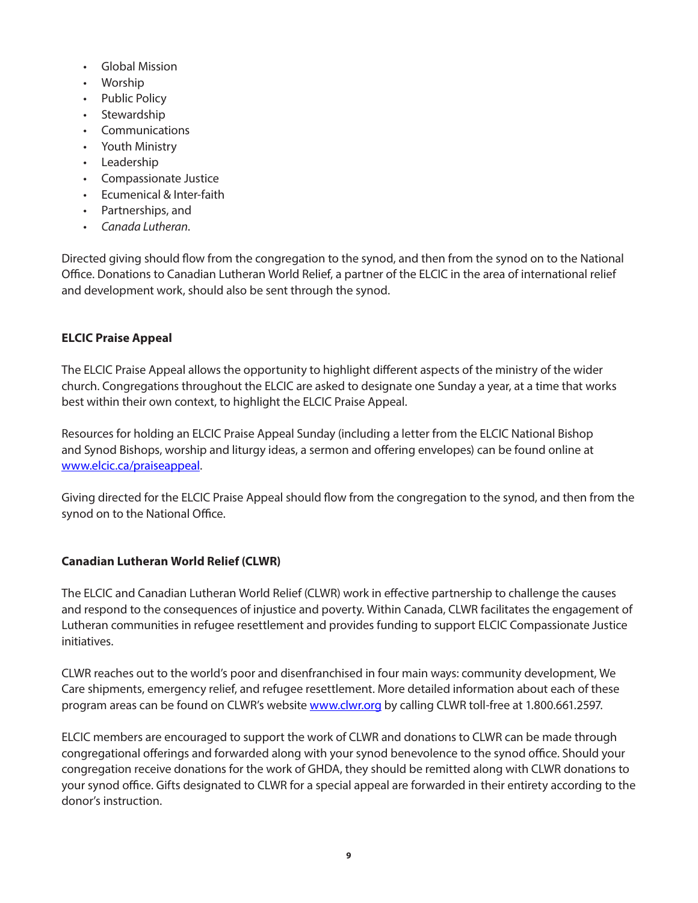- Global Mission
- Worship
- Public Policy
- Stewardship
- Communications
- Youth Ministry
- Leadership
- Compassionate Justice
- Ecumenical & Inter-faith
- Partnerships, and
- *Canada Lutheran*.

Directed giving should flow from the congregation to the synod, and then from the synod on to the National Office. Donations to Canadian Lutheran World Relief, a partner of the ELCIC in the area of international relief and development work, should also be sent through the synod.

**ELCIC Praise Appeal**

The ELCIC Praise Appeal allows the opportunity to highlight different aspects of the ministry of the wider church. Congregations throughout the ELCIC are asked to designate one Sunday a year, at a time that works best within their own context, to highlight the ELCIC Praise Appeal.

Resources for holding an ELCIC Praise Appeal Sunday (including a letter from the ELCIC National Bishop and Synod Bishops, worship and liturgy ideas, a sermon and offering envelopes) can be found online at [www.elcic.ca/praiseappeal](www.elcic.ca/praiseappeal).

Giving directed for the ELCIC Praise Appeal should flow from the congregation to the synod, and then from the synod on to the National Office.

**Canadian Lutheran World Relief (CLWR)**

The ELCIC and Canadian Lutheran World Relief (CLWR) work in effective partnership to challenge the causes and respond to the consequences of injustice and poverty. Within Canada, CLWR facilitates the engagement of Lutheran communities in refugee resettlement and provides funding to support ELCIC Compassionate Justice initiatives.

CLWR reaches out to the world's poor and disenfranchised in four main ways: community development, We Care shipments, emergency relief, and refugee resettlement. More detailed information about each of these program areas can be found on CLWR's website [www.clwr.org](www.clwr.org) by calling CLWR toll-free at 1.800.661.2597.

ELCIC members are encouraged to support the work of CLWR and donations to CLWR can be made through congregational offerings and forwarded along with your synod benevolence to the synod office. Should your congregation receive donations for the work of GHDA, they should be remitted along with CLWR donations to your synod office. Gifts designated to CLWR for a special appeal are forwarded in their entirety according to the donor's instruction.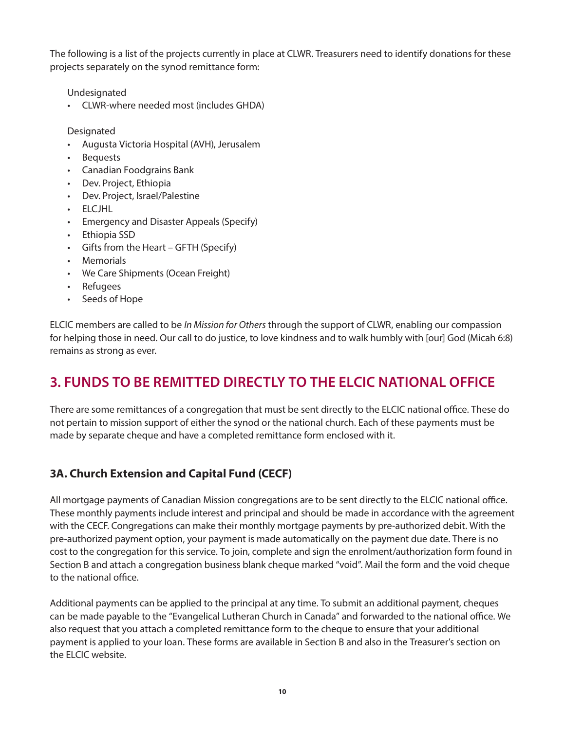The following is a list of the projects currently in place at CLWR. Treasurers need to identify donations for these projects separately on the synod remittance form:

Undesignated

- CLWR-where needed most (includes GHDA)

Designated

- Augusta Victoria Hospital (AVH), Jerusalem
- Bequests
- Canadian Foodgrains Bank
- Dev. Project, Ethiopia
- Dev. Project, Israel/Palestine
- ELCJHL
- Emergency and Disaster Appeals (Specify)
- Ethiopia SSD
- Gifts from the Heart – GFTH (Specify)
- Memorials
- We Care Shipments (Ocean Freight)
- Refugees
- Seeds of Hope

ELCIC members are called to be *In Mission for Others* through the support of CLWR, enabling our compassion for helping those in need. Our call to do justice, to love kindness and to walk humbly with [our] God (Micah 6:8) remains as strong as ever.

## 3. FUNDS TO BE REMITTED DIRECTLY TO THE ELCIC NATIONAL OFFICE

There are some remittances of a congregation that must be sent directly to the ELCIC national office. These do not pertain to mission support of either the synod or the national church. Each of these payments must be made by separate cheque and have a completed remittance form enclosed with it.

### 3A. Church Extension and Capital Fund (CECF)

All mortgage payments of Canadian Mission congregations are to be sent directly to the ELCIC national office. These monthly payments include interest and principal and should be made in accordance with the agreement with the CECF. Congregations can make their monthly mortgage payments by pre-authorized debit. With the pre-authorized payment option, your payment is made automatically on the payment due date. There is no cost to the congregation for this service. To join, complete and sign the enrolment/authorization form found in Section B and attach a congregation business blank cheque marked "void". Mail the form and the void cheque to the national office.

Additional payments can be applied to the principal at any time. To submit an additional payment, cheques can be made payable to the "Evangelical Lutheran Church in Canada" and forwarded to the national office. We also request that you attach a completed remittance form to the cheque to ensure that your additional payment is applied to your loan. These forms are available in Section B and also in the Treasurer's section on the ELCIC website.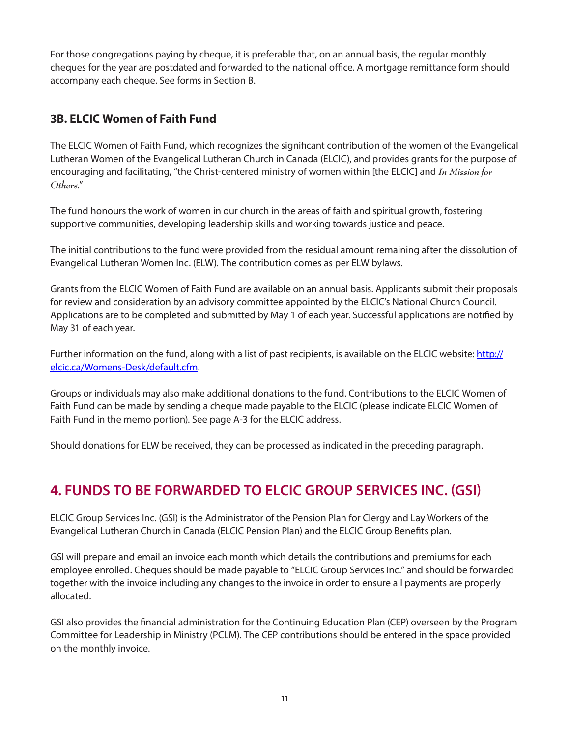For those congregations paying by cheque, it is preferable that, on an annual basis, the regular monthly cheques for the year are postdated and forwarded to the national office. A mortgage remittance form should accompany each cheque. See forms in Section B.

### 3B. ELCIC Women of Faith Fund

The ELCIC Women of Faith Fund, which recognizes the significant contribution of the women of the Evangelical Lutheran Women of the Evangelical Lutheran Church in Canada (ELCIC), and provides grants for the purpose of encouraging and facilitating, "the Christ-centered ministry of women within [the ELCIC] and *In Mission for Others*."

The fund honours the work of women in our church in the areas of faith and spiritual growth, fostering supportive communities, developing leadership skills and working towards justice and peace.

The initial contributions to the fund were provided from the residual amount remaining after the dissolution of Evangelical Lutheran Women Inc. (ELW). The contribution comes as per ELW bylaws.

Grants from the ELCIC Women of Faith Fund are available on an annual basis. Applicants submit their proposals for review and consideration by an advisory committee appointed by the ELCIC's National Church Council. Applications are to be completed and submitted by May 1 of each year. Successful applications are notified by May 31 of each year.

Further information on the fund, along with a list of past recipients, is available on the ELCIC website: [http://elcic.ca/Womens-Desk/default.cfm](http://elcic.ca/Womens-Desk/default.cfm).

Groups or individuals may also make additional donations to the fund. Contributions to the ELCIC Women of Faith Fund can be made by sending a cheque made payable to the ELCIC (please indicate ELCIC Women of Faith Fund in the memo portion). See page A-3 for the ELCIC address.

Should donations for ELW be received, they can be processed as indicated in the preceding paragraph.

## 4. FUNDS TO BE FORWARDED TO ELCIC GROUP SERVICES INC. (GSI)

ELCIC Group Services Inc. (GSI) is the Administrator of the Pension Plan for Clergy and Lay Workers of the Evangelical Lutheran Church in Canada (ELCIC Pension Plan) and the ELCIC Group Benefits plan.

GSI will prepare and email an invoice each month which details the contributions and premiums for each employee enrolled. Cheques should be made payable to "ELCIC Group Services Inc." and should be forwarded together with the invoice including any changes to the invoice in order to ensure all payments are properly allocated.

GSI also provides the financial administration for the Continuing Education Plan (CEP) overseen by the Program Committee for Leadership in Ministry (PCLM). The CEP contributions should be entered in the space provided on the monthly invoice.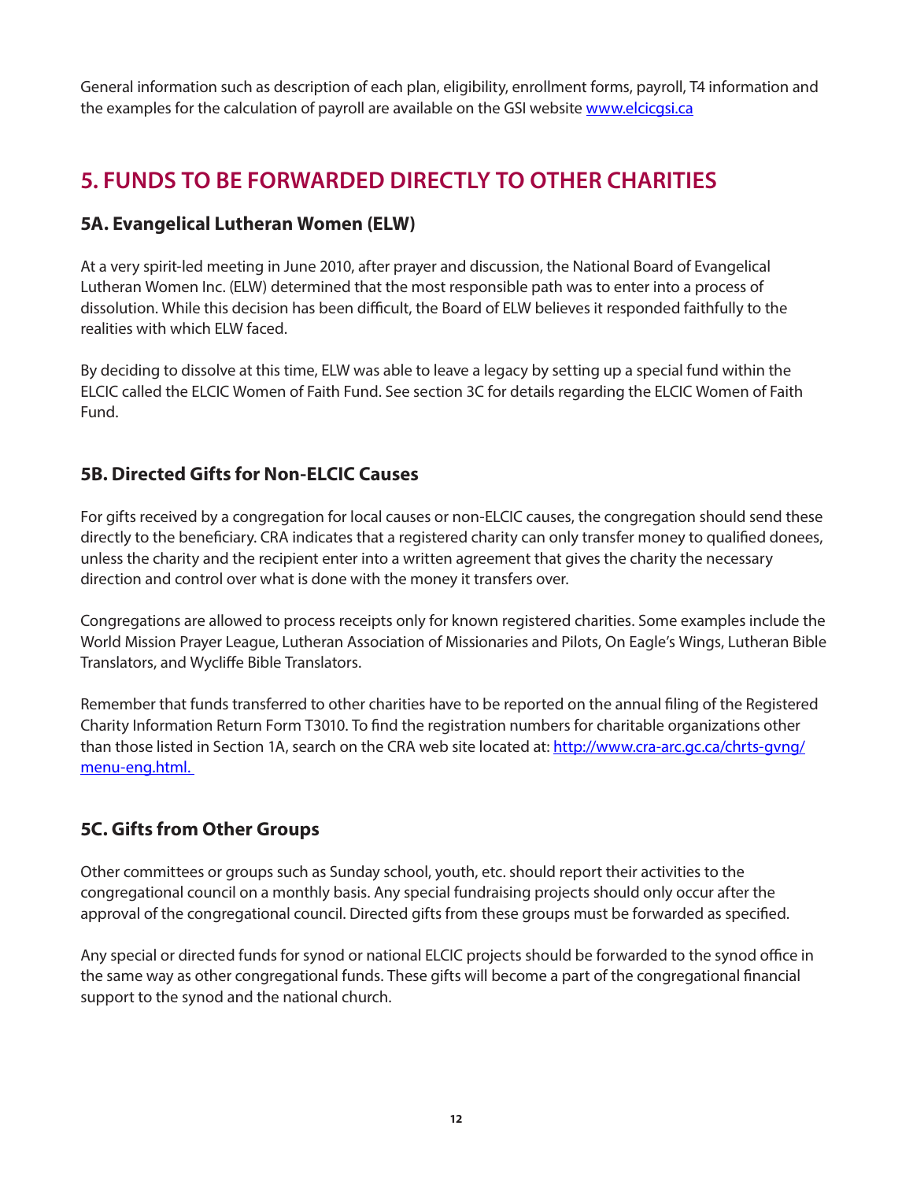General information such as description of each plan, eligibility, enrollment forms, payroll, T4 information and the examples for the calculation of payroll are available on the GSI website [www.elcicgsi.ca](http://www.elcicgsi.ca)

## 5. FUNDS TO BE FORWARDED DIRECTLY TO OTHER CHARITIES

### 5A. Evangelical Lutheran Women (ELW)

At a very spirit-led meeting in June 2010, after prayer and discussion, the National Board of Evangelical Lutheran Women Inc. (ELW) determined that the most responsible path was to enter into a process of dissolution. While this decision has been difficult, the Board of ELW believes it responded faithfully to the realities with which ELW faced.

By deciding to dissolve at this time, ELW was able to leave a legacy by setting up a special fund within the ELCIC called the ELCIC Women of Faith Fund. See section 3C for details regarding the ELCIC Women of Faith Fund.

### 5B. Directed Gifts for Non-ELCIC Causes

For gifts received by a congregation for local causes or non-ELCIC causes, the congregation should send these directly to the beneficiary. CRA indicates that a registered charity can only transfer money to qualified donees, unless the charity and the recipient enter into a written agreement that gives the charity the necessary direction and control over what is done with the money it transfers over.

Congregations are allowed to process receipts only for known registered charities. Some examples include the World Mission Prayer League, Lutheran Association of Missionaries and Pilots, On Eagle's Wings, Lutheran Bible Translators, and Wycliffe Bible Translators.

Remember that funds transferred to other charities have to be reported on the annual filing of the Registered Charity Information Return Form T3010. To find the registration numbers for charitable organizations other than those listed in Section 1A, search on the CRA web site located at: [http://www.cra-arc.gc.ca/chrts-gvng/menu-eng.html.](http://www.cra-arc.gc.ca/chrts-gvng/menu-eng.html)

### 5C. Gifts from Other Groups

Other committees or groups such as Sunday school, youth, etc. should report their activities to the congregational council on a monthly basis. Any special fundraising projects should only occur after the approval of the congregational council. Directed gifts from these groups must be forwarded as specified.

Any special or directed funds for synod or national ELCIC projects should be forwarded to the synod office in the same way as other congregational funds. These gifts will become a part of the congregational financial support to the synod and the national church.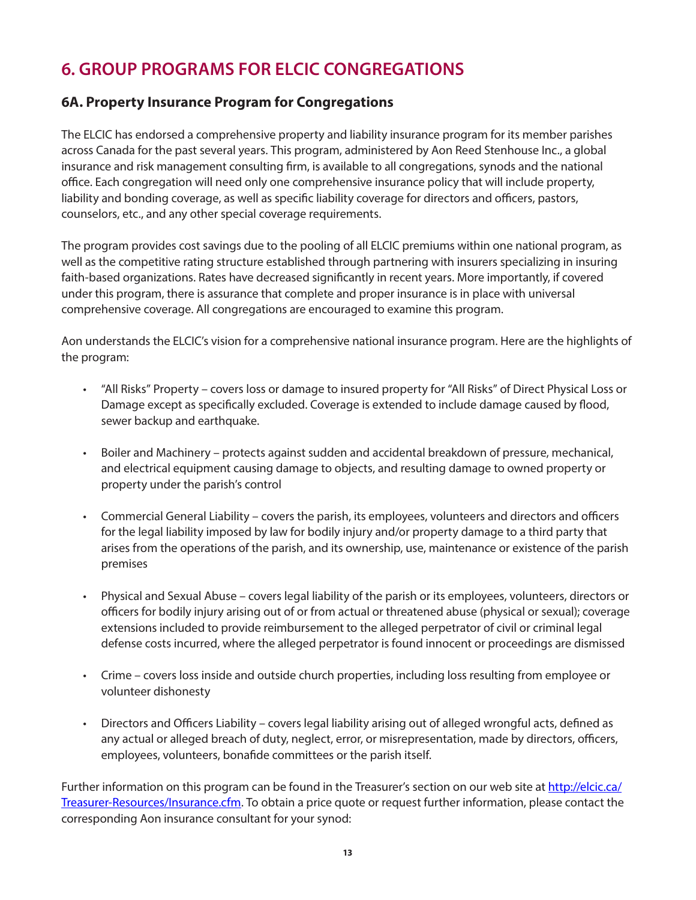# 6. GROUP PROGRAMS FOR ELCIC CONGREGATIONS

## 6A. Property Insurance Program for Congregations

The ELCIC has endorsed a comprehensive property and liability insurance program for its member parishes across Canada for the past several years. This program, administered by Aon Reed Stenhouse Inc., a global insurance and risk management consulting firm, is available to all congregations, synods and the national office. Each congregation will need only one comprehensive insurance policy that will include property, liability and bonding coverage, as well as specific liability coverage for directors and officers, pastors, counselors, etc., and any other special coverage requirements.

The program provides cost savings due to the pooling of all ELCIC premiums within one national program, as well as the competitive rating structure established through partnering with insurers specializing in insuring faith-based organizations. Rates have decreased significantly in recent years. More importantly, if covered under this program, there is assurance that complete and proper insurance is in place with universal comprehensive coverage. All congregations are encouraged to examine this program.

Aon understands the ELCIC's vision for a comprehensive national insurance program. Here are the highlights of the program:

- "All Risks" Property – covers loss or damage to insured property for "All Risks" of Direct Physical Loss or Damage except as specifically excluded. Coverage is extended to include damage caused by flood, sewer backup and earthquake.

- Boiler and Machinery – protects against sudden and accidental breakdown of pressure, mechanical, and electrical equipment causing damage to objects, and resulting damage to owned property or property under the parish's control

- Commercial General Liability – covers the parish, its employees, volunteers and directors and officers for the legal liability imposed by law for bodily injury and/or property damage to a third party that arises from the operations of the parish, and its ownership, use, maintenance or existence of the parish premises

- Physical and Sexual Abuse – covers legal liability of the parish or its employees, volunteers, directors or officers for bodily injury arising out of or from actual or threatened abuse (physical or sexual); coverage extensions included to provide reimbursement to the alleged perpetrator of civil or criminal legal defense costs incurred, where the alleged perpetrator is found innocent or proceedings are dismissed

- Crime – covers loss inside and outside church properties, including loss resulting from employee or volunteer dishonesty

- Directors and Officers Liability – covers legal liability arising out of alleged wrongful acts, defined as any actual or alleged breach of duty, neglect, error, or misrepresentation, made by directors, officers, employees, volunteers, bonafide committees or the parish itself.

Further information on this program can be found in the Treasurer's section on our web site at [http://elcic.ca/Treasurer-Resources/Insurance.cfm](http://elcic.ca/Treasurer-Resources/Insurance.cfm). To obtain a price quote or request further information, please contact the corresponding Aon insurance consultant for your synod: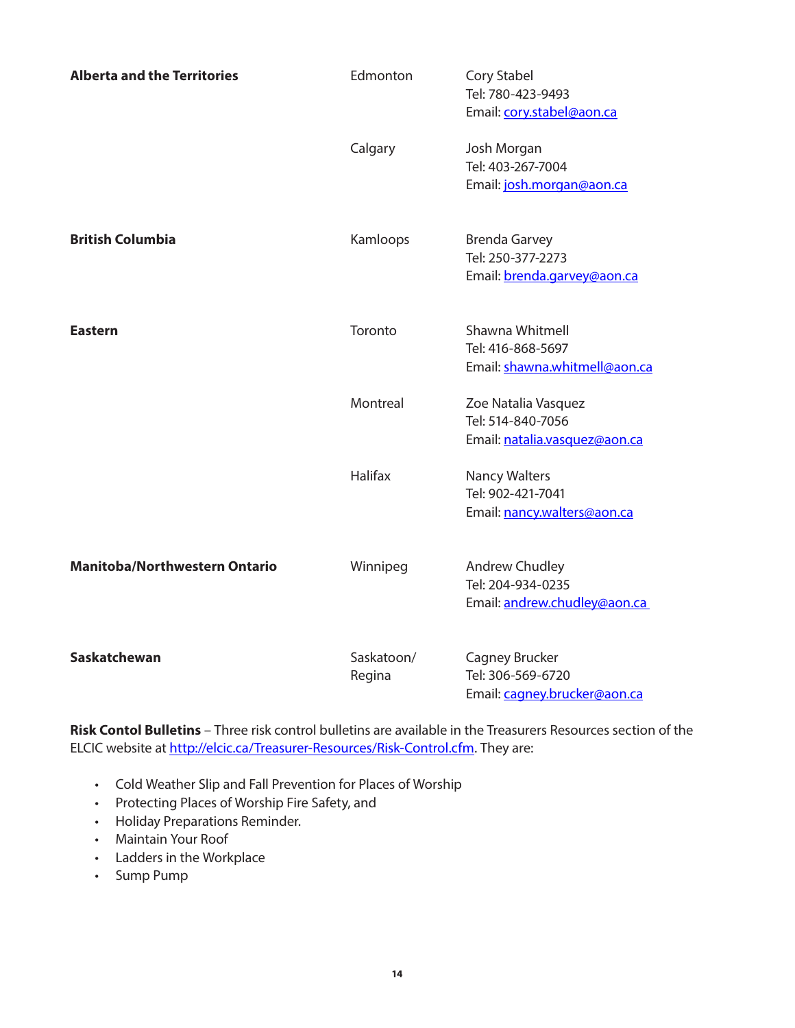| | | |
|---|---|---|
| **Alberta and the Territories** | Edmonton | Cory Stabel<br>Tel: 780-423-9493<br>Email: cory.stabel@aon.ca |
| | Calgary | Josh Morgan<br>Tel: 403-267-7004<br>Email: josh.morgan@aon.ca |
| **British Columbia** | Kamloops | Brenda Garvey<br>Tel: 250-377-2273<br>Email: brenda.garvey@aon.ca |
| **Eastern** | Toronto | Shawna Whitmell<br>Tel: 416-868-5697<br>Email: shawna.whitmell@aon.ca |
| | Montreal | Zoe Natalia Vasquez<br>Tel: 514-840-7056<br>Email: natalia.vasquez@aon.ca |
| | Halifax | Nancy Walters<br>Tel: 902-421-7041<br>Email: nancy.walters@aon.ca |
| **Manitoba/Northwestern Ontario** | Winnipeg | Andrew Chudley<br>Tel: 204-934-0235<br>Email: andrew.chudley@aon.ca |
| **Saskatchewan** | Saskatoon/<br>Regina | Cagney Brucker<br>Tel: 306-569-6720<br>Email: cagney.brucker@aon.ca |

**Risk Contol Bulletins** – Three risk control bulletins are available in the Treasurers Resources section of the ELCIC website at http://elcic.ca/Treasurer-Resources/Risk-Control.cfm. They are:

- Cold Weather Slip and Fall Prevention for Places of Worship
- Protecting Places of Worship Fire Safety, and
- Holiday Preparations Reminder.
- Maintain Your Roof
- Ladders in the Workplace
- Sump Pump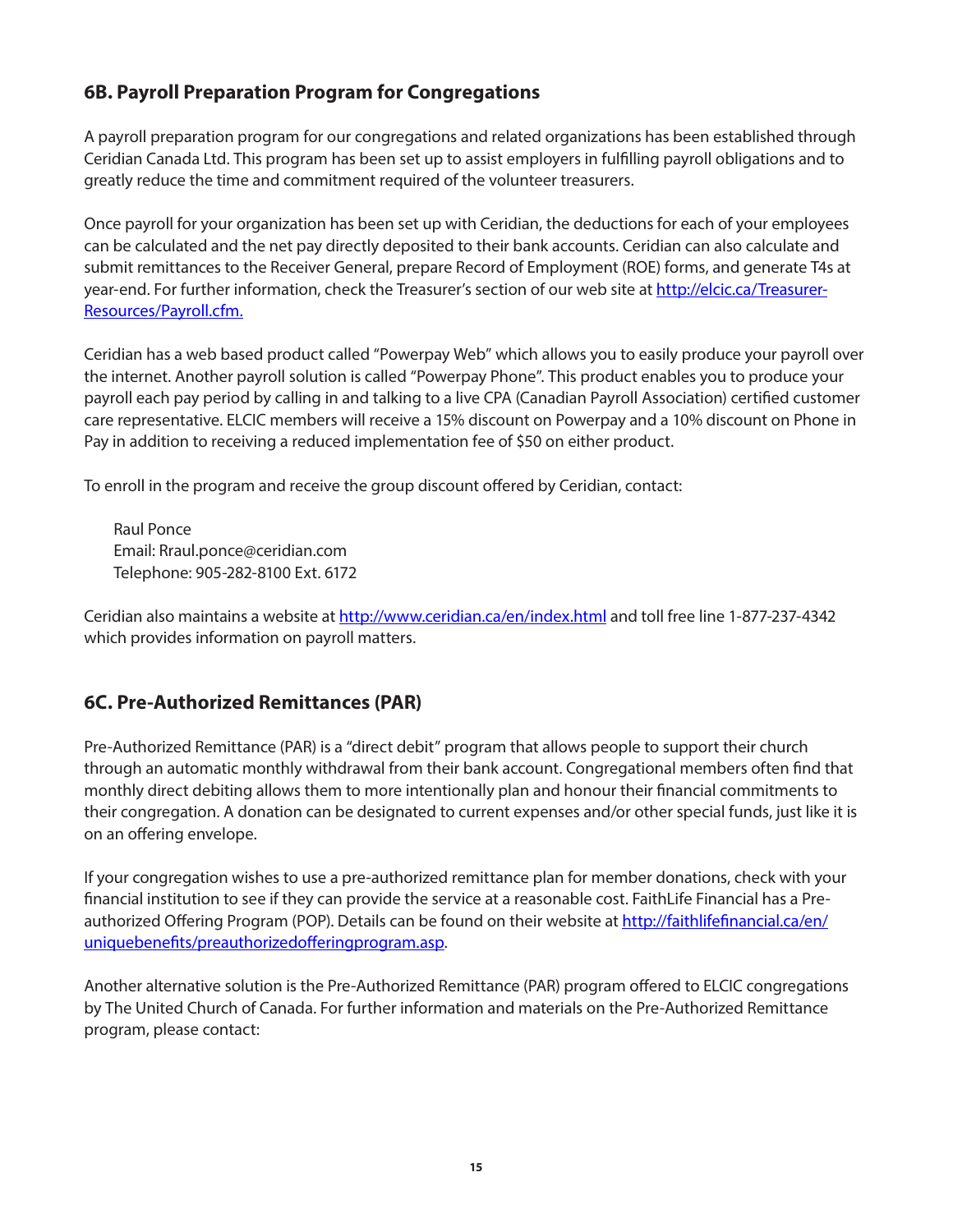## 6B. Payroll Preparation Program for Congregations

A payroll preparation program for our congregations and related organizations has been established through Ceridian Canada Ltd. This program has been set up to assist employers in fulfilling payroll obligations and to greatly reduce the time and commitment required of the volunteer treasurers.

Once payroll for your organization has been set up with Ceridian, the deductions for each of your employees can be calculated and the net pay directly deposited to their bank accounts. Ceridian can also calculate and submit remittances to the Receiver General, prepare Record of Employment (ROE) forms, and generate T4s at year-end. For further information, check the Treasurer's section of our web site at http://elcic.ca/Treasurer-Resources/Payroll.cfm.

Ceridian has a web based product called "Powerpay Web" which allows you to easily produce your payroll over the internet. Another payroll solution is called "Powerpay Phone". This product enables you to produce your payroll each pay period by calling in and talking to a live CPA (Canadian Payroll Association) certified customer care representative. ELCIC members will receive a 15% discount on Powerpay and a 10% discount on Phone in Pay in addition to receiving a reduced implementation fee of $50 on either product.

To enroll in the program and receive the group discount offered by Ceridian, contact:

Raul Ponce
Email: Rraul.ponce@ceridian.com
Telephone: 905-282-8100 Ext. 6172

Ceridian also maintains a website at http://www.ceridian.ca/en/index.html and toll free line 1-877-237-4342 which provides information on payroll matters.

## 6C. Pre-Authorized Remittances (PAR)

Pre-Authorized Remittance (PAR) is a "direct debit" program that allows people to support their church through an automatic monthly withdrawal from their bank account. Congregational members often find that monthly direct debiting allows them to more intentionally plan and honour their financial commitments to their congregation. A donation can be designated to current expenses and/or other special funds, just like it is on an offering envelope.

If your congregation wishes to use a pre-authorized remittance plan for member donations, check with your financial institution to see if they can provide the service at a reasonable cost. FaithLife Financial has a Pre-authorized Offering Program (POP). Details can be found on their website at http://faithlifefinancial.ca/en/uniquebenefits/preauthorizedofferingprogram.asp.

Another alternative solution is the Pre-Authorized Remittance (PAR) program offered to ELCIC congregations by The United Church of Canada. For further information and materials on the Pre-Authorized Remittance program, please contact: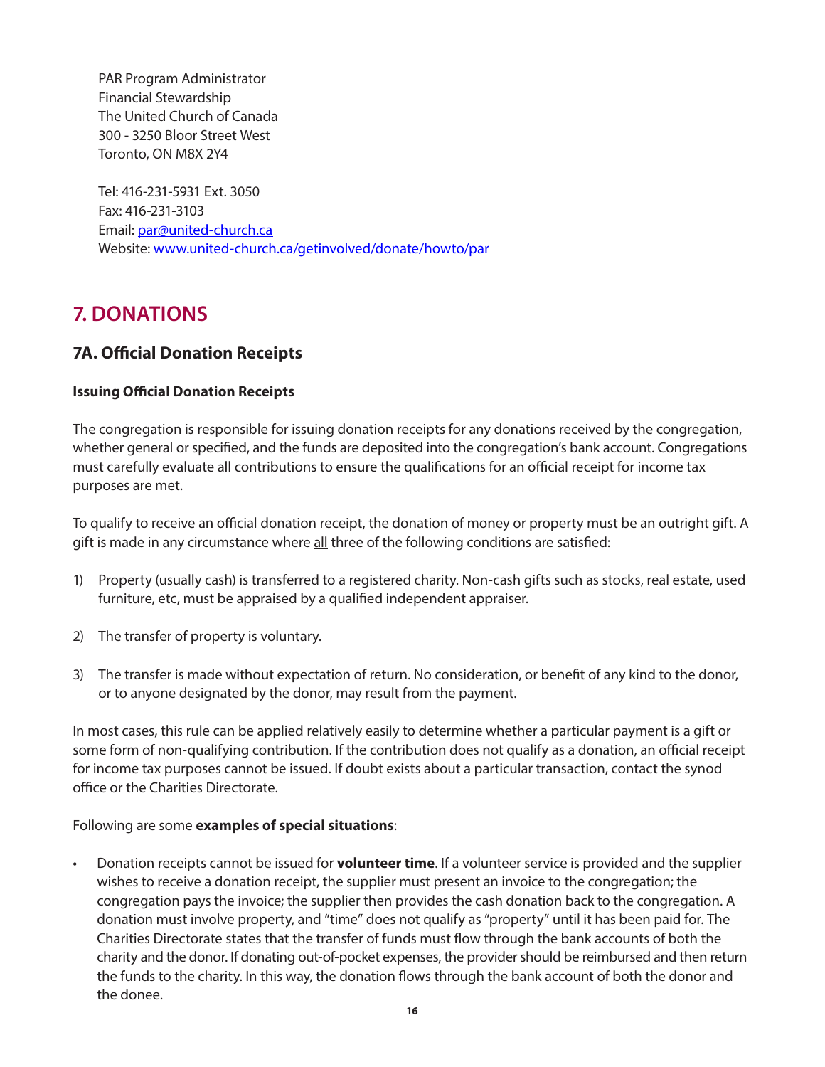PAR Program Administrator
Financial Stewardship
The United Church of Canada
300 - 3250 Bloor Street West
Toronto, ON M8X 2Y4

Tel: 416-231-5931 Ext. 3050
Fax: 416-231-3103
Email: [par@united-church.ca](mailto:par@united-church.ca)
Website: [www.united-church.ca/getinvolved/donate/howto/par](http://www.united-church.ca/getinvolved/donate/howto/par)

# 7. DONATIONS

## 7A. Official Donation Receipts

### Issuing Official Donation Receipts

The congregation is responsible for issuing donation receipts for any donations received by the congregation, whether general or specified, and the funds are deposited into the congregation's bank account. Congregations must carefully evaluate all contributions to ensure the qualifications for an official receipt for income tax purposes are met.

To qualify to receive an official donation receipt, the donation of money or property must be an outright gift. A gift is made in any circumstance where <u>all</u> three of the following conditions are satisfied:

1) Property (usually cash) is transferred to a registered charity. Non-cash gifts such as stocks, real estate, used furniture, etc, must be appraised by a qualified independent appraiser.

2) The transfer of property is voluntary.

3) The transfer is made without expectation of return. No consideration, or benefit of any kind to the donor, or to anyone designated by the donor, may result from the payment.

In most cases, this rule can be applied relatively easily to determine whether a particular payment is a gift or some form of non-qualifying contribution. If the contribution does not qualify as a donation, an official receipt for income tax purposes cannot be issued. If doubt exists about a particular transaction, contact the synod office or the Charities Directorate.

Following are some **examples of special situations**:

- Donation receipts cannot be issued for **volunteer time**. If a volunteer service is provided and the supplier wishes to receive a donation receipt, the supplier must present an invoice to the congregation; the congregation pays the invoice; the supplier then provides the cash donation back to the congregation. A donation must involve property, and "time" does not qualify as "property" until it has been paid for. The Charities Directorate states that the transfer of funds must flow through the bank accounts of both the charity and the donor. If donating out-of-pocket expenses, the provider should be reimbursed and then return the funds to the charity. In this way, the donation flows through the bank account of both the donor and the donee.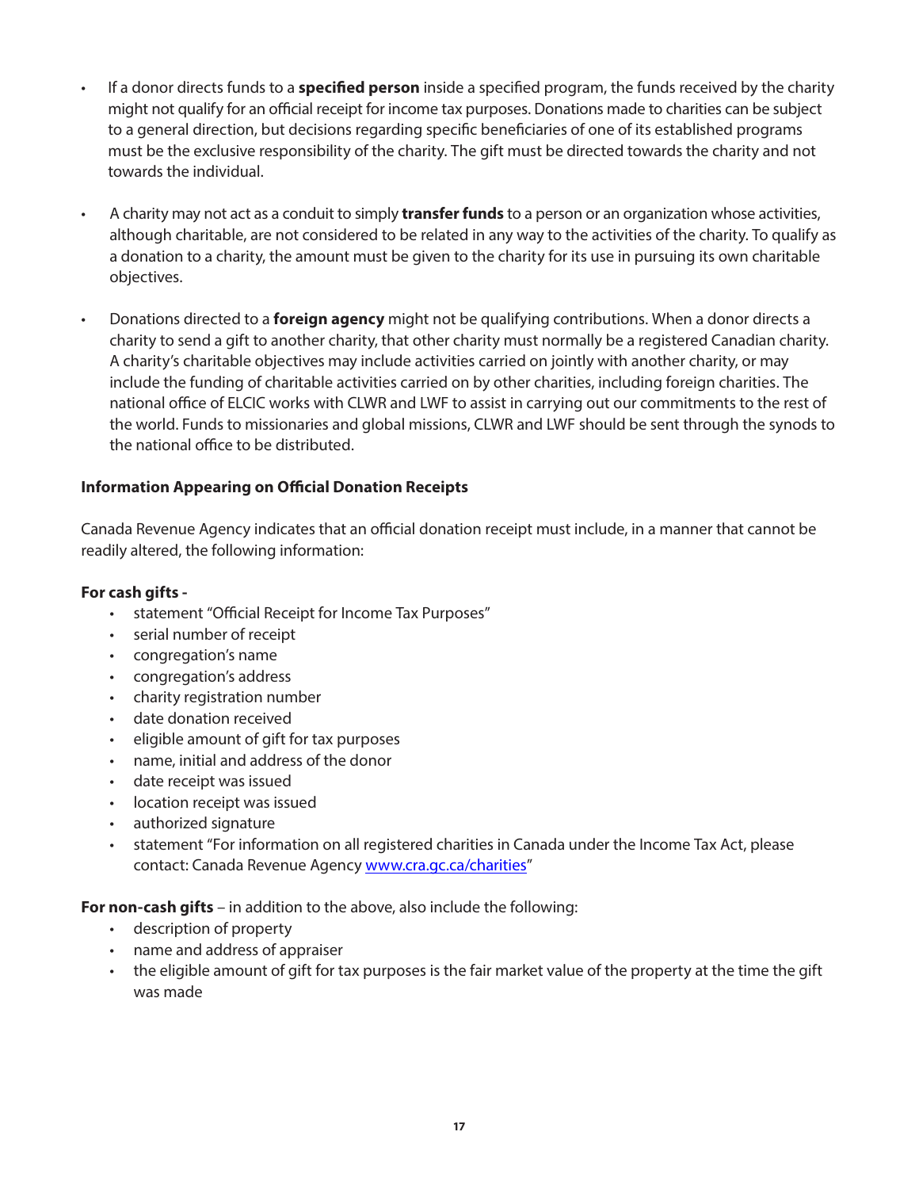- If a donor directs funds to a **specified person** inside a specified program, the funds received by the charity might not qualify for an official receipt for income tax purposes. Donations made to charities can be subject to a general direction, but decisions regarding specific beneficiaries of one of its established programs must be the exclusive responsibility of the charity. The gift must be directed towards the charity and not towards the individual.

- A charity may not act as a conduit to simply **transfer funds** to a person or an organization whose activities, although charitable, are not considered to be related in any way to the activities of the charity. To qualify as a donation to a charity, the amount must be given to the charity for its use in pursuing its own charitable objectives.

- Donations directed to a **foreign agency** might not be qualifying contributions. When a donor directs a charity to send a gift to another charity, that other charity must normally be a registered Canadian charity. A charity's charitable objectives may include activities carried on jointly with another charity, or may include the funding of charitable activities carried on by other charities, including foreign charities. The national office of ELCIC works with CLWR and LWF to assist in carrying out our commitments to the rest of the world. Funds to missionaries and global missions, CLWR and LWF should be sent through the synods to the national office to be distributed.

**Information Appearing on Official Donation Receipts**

Canada Revenue Agency indicates that an official donation receipt must include, in a manner that cannot be readily altered, the following information:

**For cash gifts -**

- statement "Official Receipt for Income Tax Purposes"
- serial number of receipt
- congregation's name
- congregation's address
- charity registration number
- date donation received
- eligible amount of gift for tax purposes
- name, initial and address of the donor
- date receipt was issued
- location receipt was issued
- authorized signature
- statement "For information on all registered charities in Canada under the Income Tax Act, please contact: Canada Revenue Agency www.cra.gc.ca/charities"

**For non-cash gifts** – in addition to the above, also include the following:

- description of property
- name and address of appraiser
- the eligible amount of gift for tax purposes is the fair market value of the property at the time the gift was made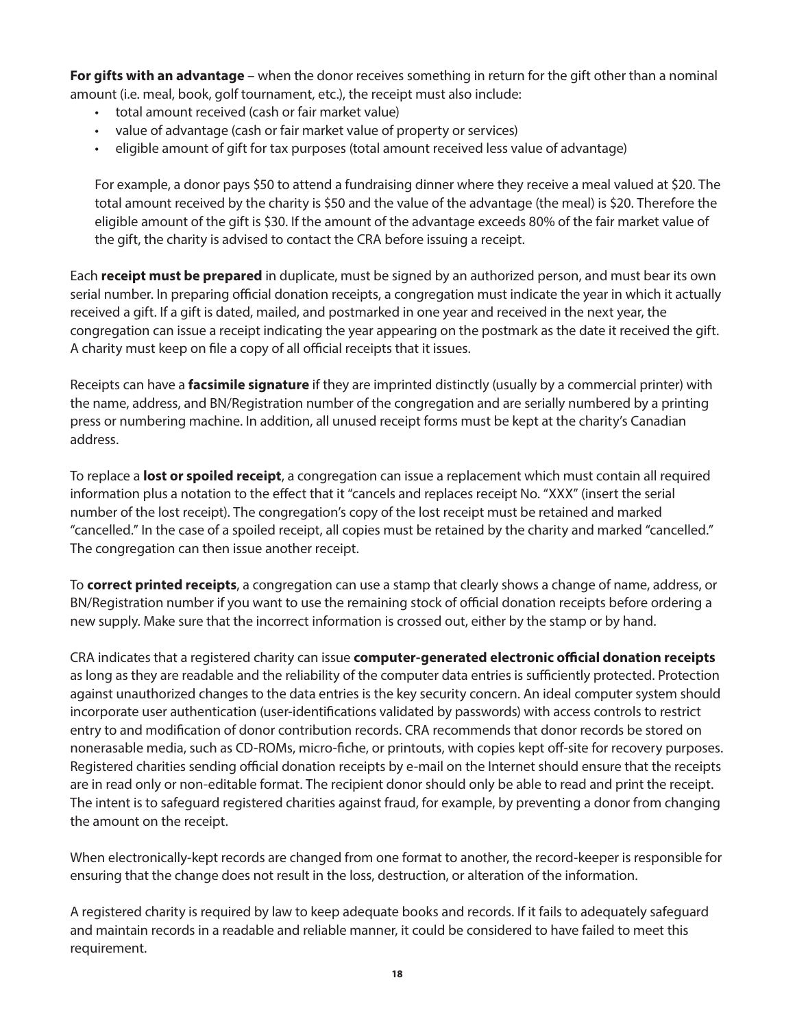**For gifts with an advantage** – when the donor receives something in return for the gift other than a nominal amount (i.e. meal, book, golf tournament, etc.), the receipt must also include:

- total amount received (cash or fair market value)
- value of advantage (cash or fair market value of property or services)
- eligible amount of gift for tax purposes (total amount received less value of advantage)

For example, a donor pays $50 to attend a fundraising dinner where they receive a meal valued at $20. The total amount received by the charity is $50 and the value of the advantage (the meal) is $20. Therefore the eligible amount of the gift is $30. If the amount of the advantage exceeds 80% of the fair market value of the gift, the charity is advised to contact the CRA before issuing a receipt.

Each **receipt must be prepared** in duplicate, must be signed by an authorized person, and must bear its own serial number. In preparing official donation receipts, a congregation must indicate the year in which it actually received a gift. If a gift is dated, mailed, and postmarked in one year and received in the next year, the congregation can issue a receipt indicating the year appearing on the postmark as the date it received the gift. A charity must keep on file a copy of all official receipts that it issues.

Receipts can have a **facsimile signature** if they are imprinted distinctly (usually by a commercial printer) with the name, address, and BN/Registration number of the congregation and are serially numbered by a printing press or numbering machine. In addition, all unused receipt forms must be kept at the charity's Canadian address.

To replace a **lost or spoiled receipt**, a congregation can issue a replacement which must contain all required information plus a notation to the effect that it "cancels and replaces receipt No. "XXX" (insert the serial number of the lost receipt). The congregation's copy of the lost receipt must be retained and marked "cancelled." In the case of a spoiled receipt, all copies must be retained by the charity and marked "cancelled." The congregation can then issue another receipt.

To **correct printed receipts**, a congregation can use a stamp that clearly shows a change of name, address, or BN/Registration number if you want to use the remaining stock of official donation receipts before ordering a new supply. Make sure that the incorrect information is crossed out, either by the stamp or by hand.

CRA indicates that a registered charity can issue **computer-generated electronic official donation receipts** as long as they are readable and the reliability of the computer data entries is sufficiently protected. Protection against unauthorized changes to the data entries is the key security concern. An ideal computer system should incorporate user authentication (user-identifications validated by passwords) with access controls to restrict entry to and modification of donor contribution records. CRA recommends that donor records be stored on nonerasable media, such as CD-ROMs, micro-fiche, or printouts, with copies kept off-site for recovery purposes. Registered charities sending official donation receipts by e-mail on the Internet should ensure that the receipts are in read only or non-editable format. The recipient donor should only be able to read and print the receipt. The intent is to safeguard registered charities against fraud, for example, by preventing a donor from changing the amount on the receipt.

When electronically-kept records are changed from one format to another, the record-keeper is responsible for ensuring that the change does not result in the loss, destruction, or alteration of the information.

A registered charity is required by law to keep adequate books and records. If it fails to adequately safeguard and maintain records in a readable and reliable manner, it could be considered to have failed to meet this requirement.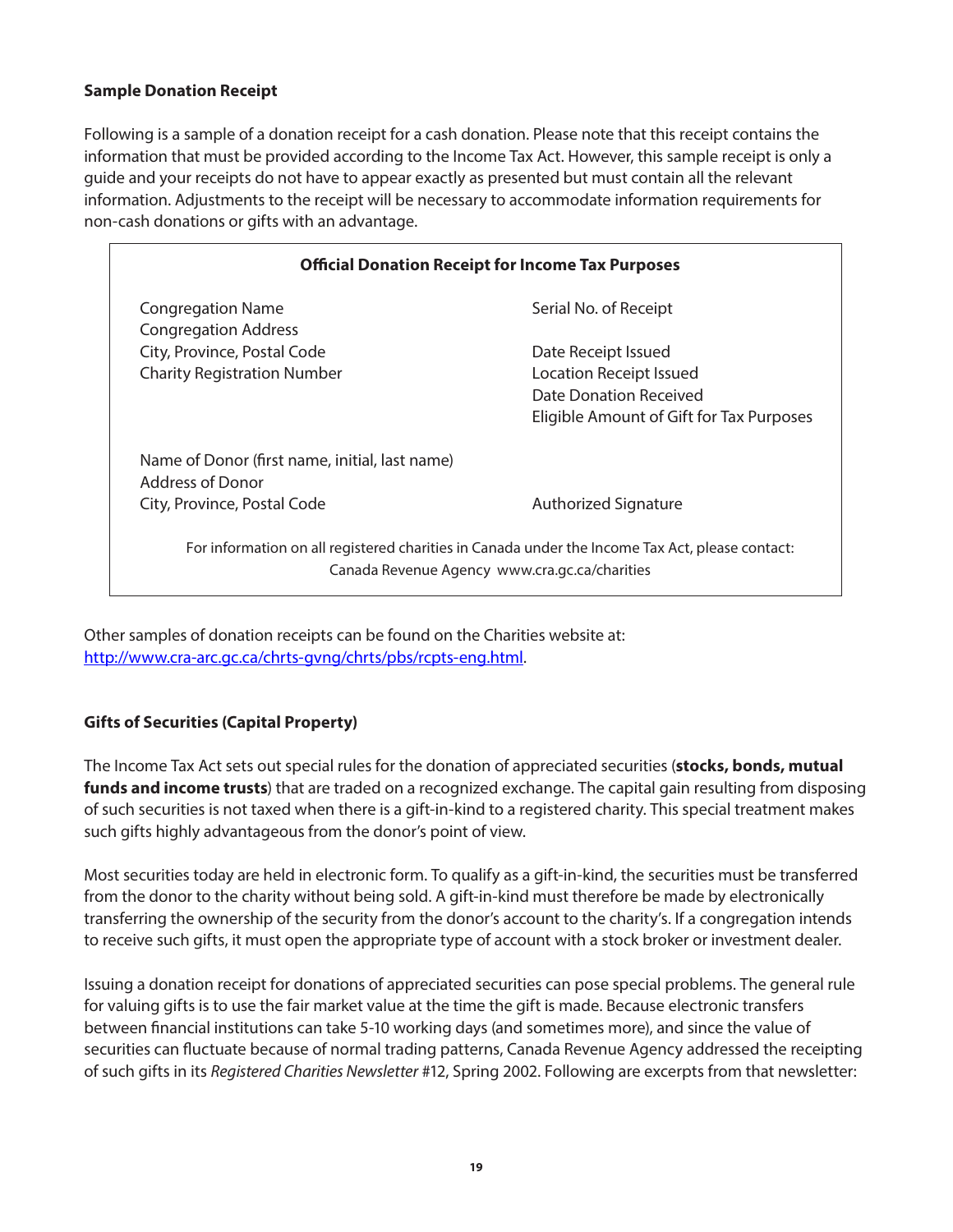### Sample Donation Receipt

Following is a sample of a donation receipt for a cash donation. Please note that this receipt contains the information that must be provided according to the Income Tax Act. However, this sample receipt is only a guide and your receipts do not have to appear exactly as presented but must contain all the relevant information. Adjustments to the receipt will be necessary to accommodate information requirements for non-cash donations or gifts with an advantage.

**Official Donation Receipt for Income Tax Purposes**

| | |
|---|---|
| Congregation Name | Serial No. of Receipt |
| Congregation Address | |
| City, Province, Postal Code | Date Receipt Issued |
| Charity Registration Number | Location Receipt Issued |
| | Date Donation Received |
| | Eligible Amount of Gift for Tax Purposes |
| Name of Donor (first name, initial, last name) | |
| Address of Donor | |
| City, Province, Postal Code | Authorized Signature |

For information on all registered charities in Canada under the Income Tax Act, please contact: Canada Revenue Agency www.cra.gc.ca/charities

Other samples of donation receipts can be found on the Charities website at: [http://www.cra-arc.gc.ca/chrts-gvng/chrts/pbs/rcpts-eng.html](http://www.cra-arc.gc.ca/chrts-gvng/chrts/pbs/rcpts-eng.html).

### Gifts of Securities (Capital Property)

The Income Tax Act sets out special rules for the donation of appreciated securities (**stocks, bonds, mutual funds and income trusts**) that are traded on a recognized exchange. The capital gain resulting from disposing of such securities is not taxed when there is a gift-in-kind to a registered charity. This special treatment makes such gifts highly advantageous from the donor's point of view.

Most securities today are held in electronic form. To qualify as a gift-in-kind, the securities must be transferred from the donor to the charity without being sold. A gift-in-kind must therefore be made by electronically transferring the ownership of the security from the donor's account to the charity's. If a congregation intends to receive such gifts, it must open the appropriate type of account with a stock broker or investment dealer.

Issuing a donation receipt for donations of appreciated securities can pose special problems. The general rule for valuing gifts is to use the fair market value at the time the gift is made. Because electronic transfers between financial institutions can take 5-10 working days (and sometimes more), and since the value of securities can fluctuate because of normal trading patterns, Canada Revenue Agency addressed the receipting of such gifts in its *Registered Charities Newsletter* #12, Spring 2002. Following are excerpts from that newsletter: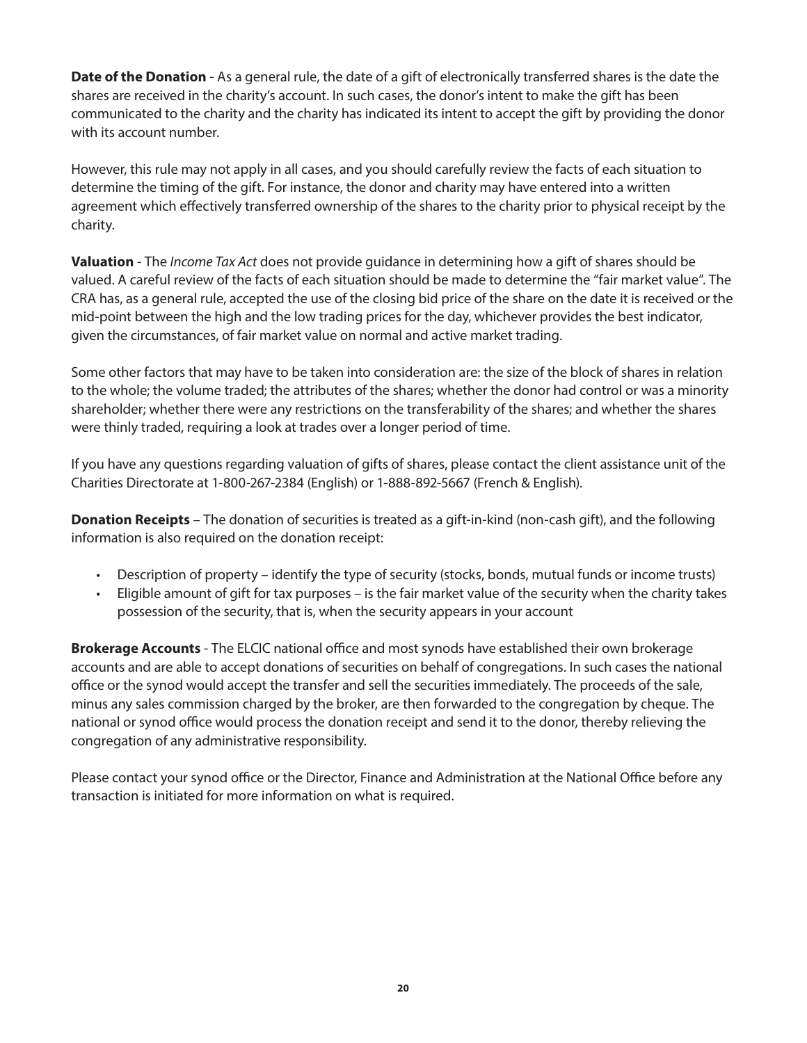**Date of the Donation** - As a general rule, the date of a gift of electronically transferred shares is the date the shares are received in the charity's account. In such cases, the donor's intent to make the gift has been communicated to the charity and the charity has indicated its intent to accept the gift by providing the donor with its account number.

However, this rule may not apply in all cases, and you should carefully review the facts of each situation to determine the timing of the gift. For instance, the donor and charity may have entered into a written agreement which effectively transferred ownership of the shares to the charity prior to physical receipt by the charity.

**Valuation** - The *Income Tax Act* does not provide guidance in determining how a gift of shares should be valued. A careful review of the facts of each situation should be made to determine the "fair market value". The CRA has, as a general rule, accepted the use of the closing bid price of the share on the date it is received or the mid-point between the high and the low trading prices for the day, whichever provides the best indicator, given the circumstances, of fair market value on normal and active market trading.

Some other factors that may have to be taken into consideration are: the size of the block of shares in relation to the whole; the volume traded; the attributes of the shares; whether the donor had control or was a minority shareholder; whether there were any restrictions on the transferability of the shares; and whether the shares were thinly traded, requiring a look at trades over a longer period of time.

If you have any questions regarding valuation of gifts of shares, please contact the client assistance unit of the Charities Directorate at 1-800-267-2384 (English) or 1-888-892-5667 (French & English).

**Donation Receipts** – The donation of securities is treated as a gift-in-kind (non-cash gift), and the following information is also required on the donation receipt:

- Description of property – identify the type of security (stocks, bonds, mutual funds or income trusts)
- Eligible amount of gift for tax purposes – is the fair market value of the security when the charity takes possession of the security, that is, when the security appears in your account

**Brokerage Accounts** - The ELCIC national office and most synods have established their own brokerage accounts and are able to accept donations of securities on behalf of congregations. In such cases the national office or the synod would accept the transfer and sell the securities immediately. The proceeds of the sale, minus any sales commission charged by the broker, are then forwarded to the congregation by cheque. The national or synod office would process the donation receipt and send it to the donor, thereby relieving the congregation of any administrative responsibility.

Please contact your synod office or the Director, Finance and Administration at the National Office before any transaction is initiated for more information on what is required.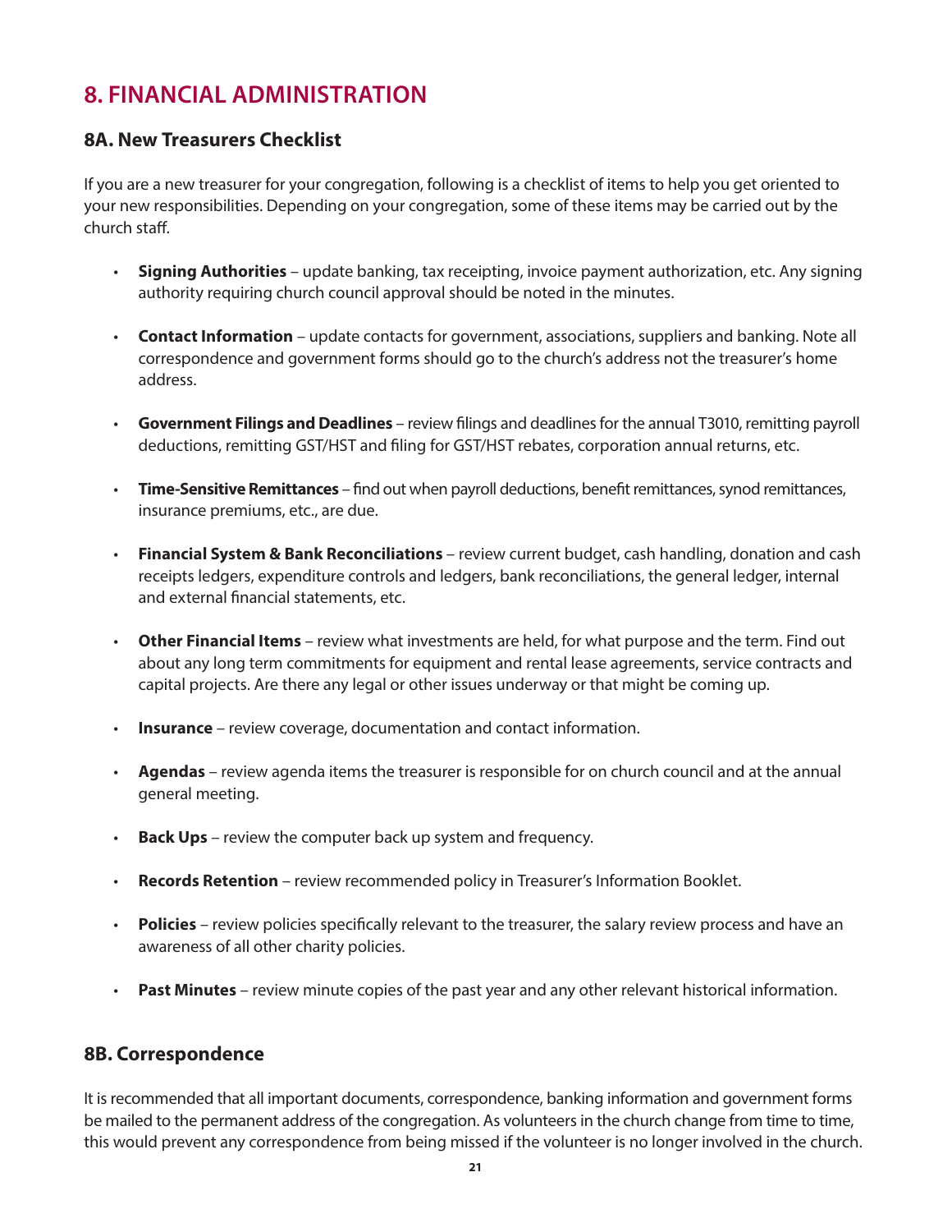# 8. FINANCIAL ADMINISTRATION

## 8A. New Treasurers Checklist

If you are a new treasurer for your congregation, following is a checklist of items to help you get oriented to your new responsibilities. Depending on your congregation, some of these items may be carried out by the church staff.

- **Signing Authorities** – update banking, tax receipting, invoice payment authorization, etc. Any signing authority requiring church council approval should be noted in the minutes.
- **Contact Information** – update contacts for government, associations, suppliers and banking. Note all correspondence and government forms should go to the church's address not the treasurer's home address.
- **Government Filings and Deadlines** – review filings and deadlines for the annual T3010, remitting payroll deductions, remitting GST/HST and filing for GST/HST rebates, corporation annual returns, etc.
- **Time-Sensitive Remittances** – find out when payroll deductions, benefit remittances, synod remittances, insurance premiums, etc., are due.
- **Financial System & Bank Reconciliations** – review current budget, cash handling, donation and cash receipts ledgers, expenditure controls and ledgers, bank reconciliations, the general ledger, internal and external financial statements, etc.
- **Other Financial Items** – review what investments are held, for what purpose and the term. Find out about any long term commitments for equipment and rental lease agreements, service contracts and capital projects. Are there any legal or other issues underway or that might be coming up.
- **Insurance** – review coverage, documentation and contact information.
- **Agendas** – review agenda items the treasurer is responsible for on church council and at the annual general meeting.
- **Back Ups** – review the computer back up system and frequency.
- **Records Retention** – review recommended policy in Treasurer's Information Booklet.
- **Policies** – review policies specifically relevant to the treasurer, the salary review process and have an awareness of all other charity policies.
- **Past Minutes** – review minute copies of the past year and any other relevant historical information.

## 8B. Correspondence

It is recommended that all important documents, correspondence, banking information and government forms be mailed to the permanent address of the congregation. As volunteers in the church change from time to time, this would prevent any correspondence from being missed if the volunteer is no longer involved in the church.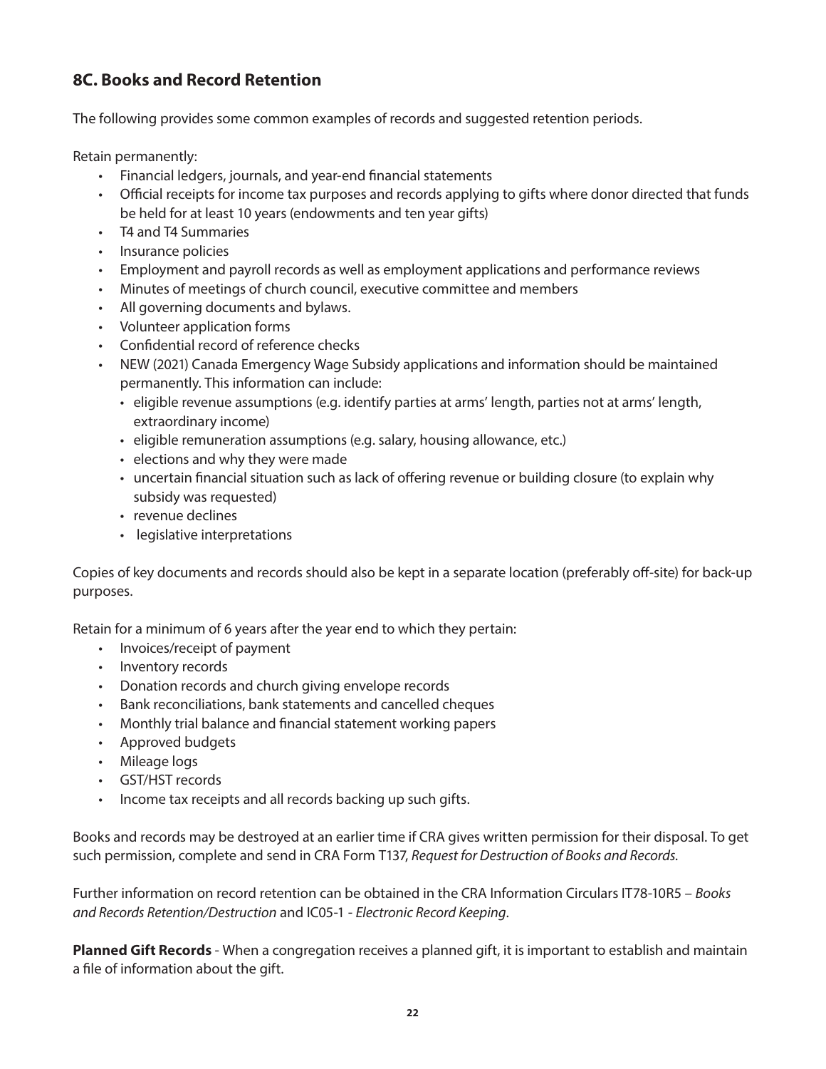## 8C. Books and Record Retention

The following provides some common examples of records and suggested retention periods.

Retain permanently:

- Financial ledgers, journals, and year-end financial statements
- Official receipts for income tax purposes and records applying to gifts where donor directed that funds be held for at least 10 years (endowments and ten year gifts)
- T4 and T4 Summaries
- Insurance policies
- Employment and payroll records as well as employment applications and performance reviews
- Minutes of meetings of church council, executive committee and members
- All governing documents and bylaws.
- Volunteer application forms
- Confidential record of reference checks
- NEW (2021) Canada Emergency Wage Subsidy applications and information should be maintained permanently. This information can include:
  - eligible revenue assumptions (e.g. identify parties at arms' length, parties not at arms' length, extraordinary income)
  - eligible remuneration assumptions (e.g. salary, housing allowance, etc.)
  - elections and why they were made
  - uncertain financial situation such as lack of offering revenue or building closure (to explain why subsidy was requested)
  - revenue declines
  - legislative interpretations

Copies of key documents and records should also be kept in a separate location (preferably off-site) for back-up purposes.

Retain for a minimum of 6 years after the year end to which they pertain:

- Invoices/receipt of payment
- Inventory records
- Donation records and church giving envelope records
- Bank reconciliations, bank statements and cancelled cheques
- Monthly trial balance and financial statement working papers
- Approved budgets
- Mileage logs
- GST/HST records
- Income tax receipts and all records backing up such gifts.

Books and records may be destroyed at an earlier time if CRA gives written permission for their disposal. To get such permission, complete and send in CRA Form T137, *Request for Destruction of Books and Records.*

Further information on record retention can be obtained in the CRA Information Circulars IT78-10R5 – *Books and Records Retention/Destruction* and IC05-1 - *Electronic Record Keeping*.

**Planned Gift Records** - When a congregation receives a planned gift, it is important to establish and maintain a file of information about the gift.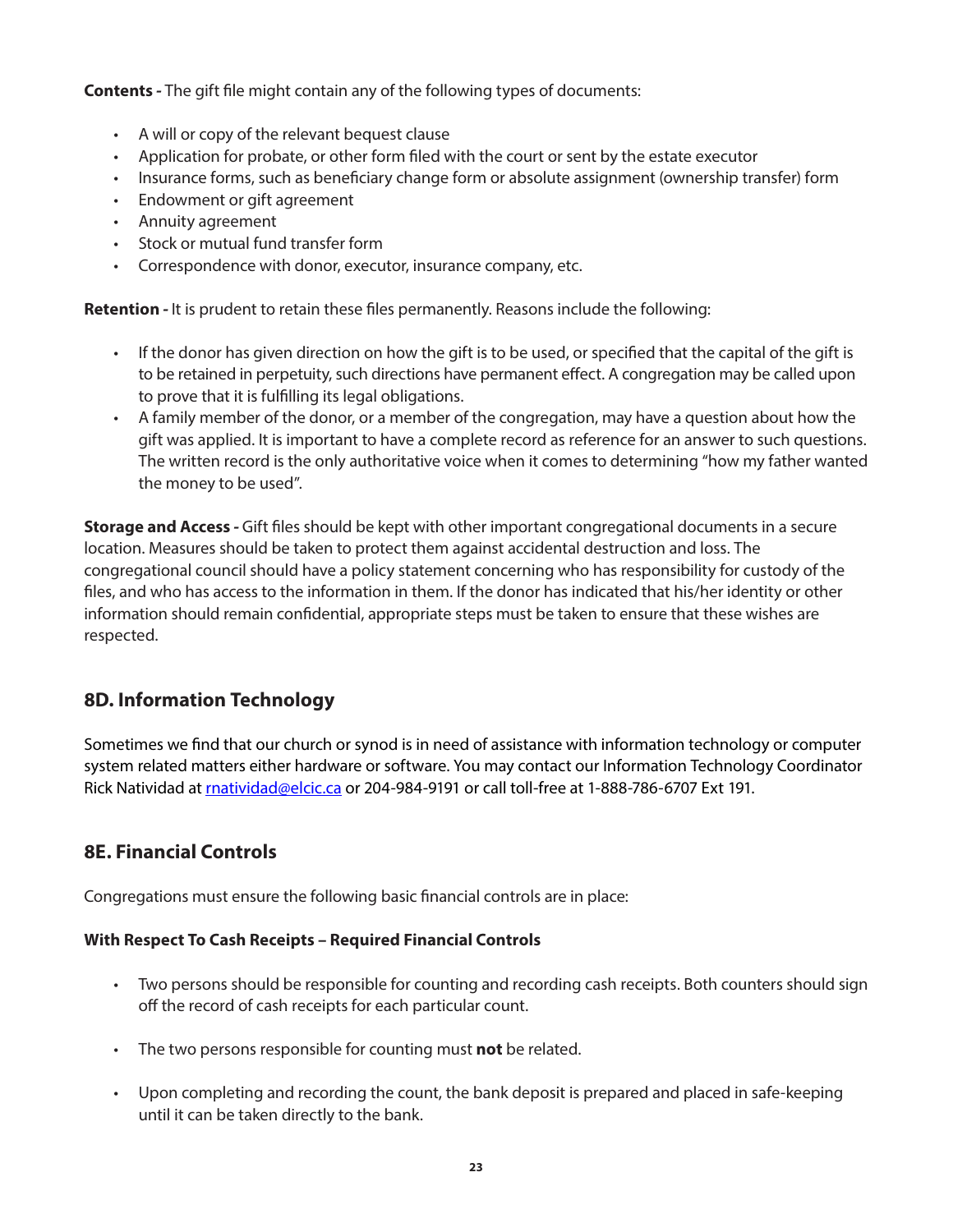**Contents -** The gift file might contain any of the following types of documents:

- A will or copy of the relevant bequest clause
- Application for probate, or other form filed with the court or sent by the estate executor
- Insurance forms, such as beneficiary change form or absolute assignment (ownership transfer) form
- Endowment or gift agreement
- Annuity agreement
- Stock or mutual fund transfer form
- Correspondence with donor, executor, insurance company, etc.

**Retention -** It is prudent to retain these files permanently. Reasons include the following:

- If the donor has given direction on how the gift is to be used, or specified that the capital of the gift is to be retained in perpetuity, such directions have permanent effect. A congregation may be called upon to prove that it is fulfilling its legal obligations.
- A family member of the donor, or a member of the congregation, may have a question about how the gift was applied. It is important to have a complete record as reference for an answer to such questions. The written record is the only authoritative voice when it comes to determining "how my father wanted the money to be used".

**Storage and Access -** Gift files should be kept with other important congregational documents in a secure location. Measures should be taken to protect them against accidental destruction and loss. The congregational council should have a policy statement concerning who has responsibility for custody of the files, and who has access to the information in them. If the donor has indicated that his/her identity or other information should remain confidential, appropriate steps must be taken to ensure that these wishes are respected.

## 8D. Information Technology

Sometimes we find that our church or synod is in need of assistance with information technology or computer system related matters either hardware or software. You may contact our Information Technology Coordinator Rick Natividad at rnatividad@elcic.ca or 204-984-9191 or call toll-free at 1-888-786-6707 Ext 191.

## 8E. Financial Controls

Congregations must ensure the following basic financial controls are in place:

**With Respect To Cash Receipts – Required Financial Controls**

- Two persons should be responsible for counting and recording cash receipts. Both counters should sign off the record of cash receipts for each particular count.
- The two persons responsible for counting must **not** be related.
- Upon completing and recording the count, the bank deposit is prepared and placed in safe-keeping until it can be taken directly to the bank.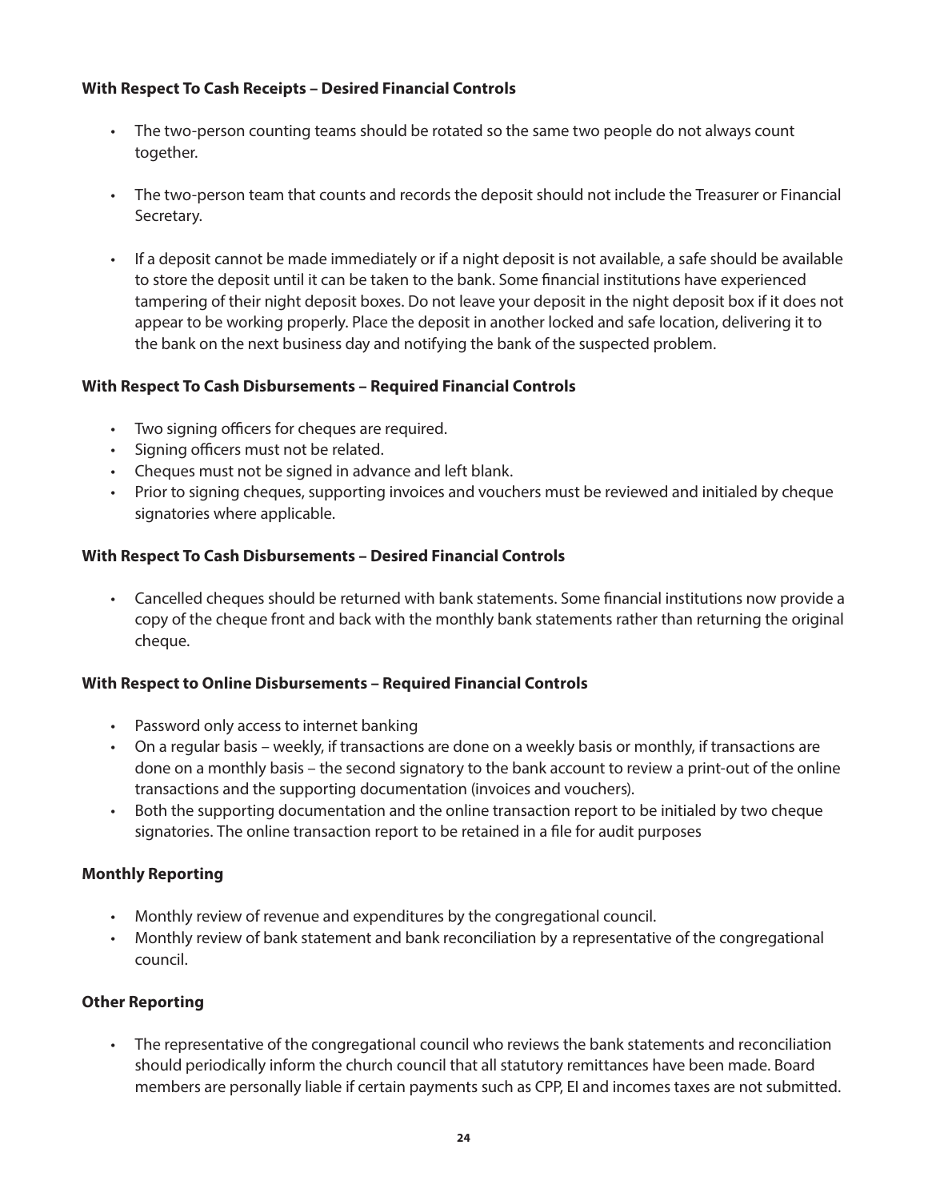**With Respect To Cash Receipts – Desired Financial Controls**

- The two-person counting teams should be rotated so the same two people do not always count together.
- The two-person team that counts and records the deposit should not include the Treasurer or Financial Secretary.
- If a deposit cannot be made immediately or if a night deposit is not available, a safe should be available to store the deposit until it can be taken to the bank. Some financial institutions have experienced tampering of their night deposit boxes. Do not leave your deposit in the night deposit box if it does not appear to be working properly. Place the deposit in another locked and safe location, delivering it to the bank on the next business day and notifying the bank of the suspected problem.

**With Respect To Cash Disbursements – Required Financial Controls**

- Two signing officers for cheques are required.
- Signing officers must not be related.
- Cheques must not be signed in advance and left blank.
- Prior to signing cheques, supporting invoices and vouchers must be reviewed and initialed by cheque signatories where applicable.

**With Respect To Cash Disbursements – Desired Financial Controls**

- Cancelled cheques should be returned with bank statements. Some financial institutions now provide a copy of the cheque front and back with the monthly bank statements rather than returning the original cheque.

**With Respect to Online Disbursements – Required Financial Controls**

- Password only access to internet banking
- On a regular basis – weekly, if transactions are done on a weekly basis or monthly, if transactions are done on a monthly basis – the second signatory to the bank account to review a print-out of the online transactions and the supporting documentation (invoices and vouchers).
- Both the supporting documentation and the online transaction report to be initialed by two cheque signatories. The online transaction report to be retained in a file for audit purposes

**Monthly Reporting**

- Monthly review of revenue and expenditures by the congregational council.
- Monthly review of bank statement and bank reconciliation by a representative of the congregational council.

**Other Reporting**

- The representative of the congregational council who reviews the bank statements and reconciliation should periodically inform the church council that all statutory remittances have been made. Board members are personally liable if certain payments such as CPP, EI and incomes taxes are not submitted.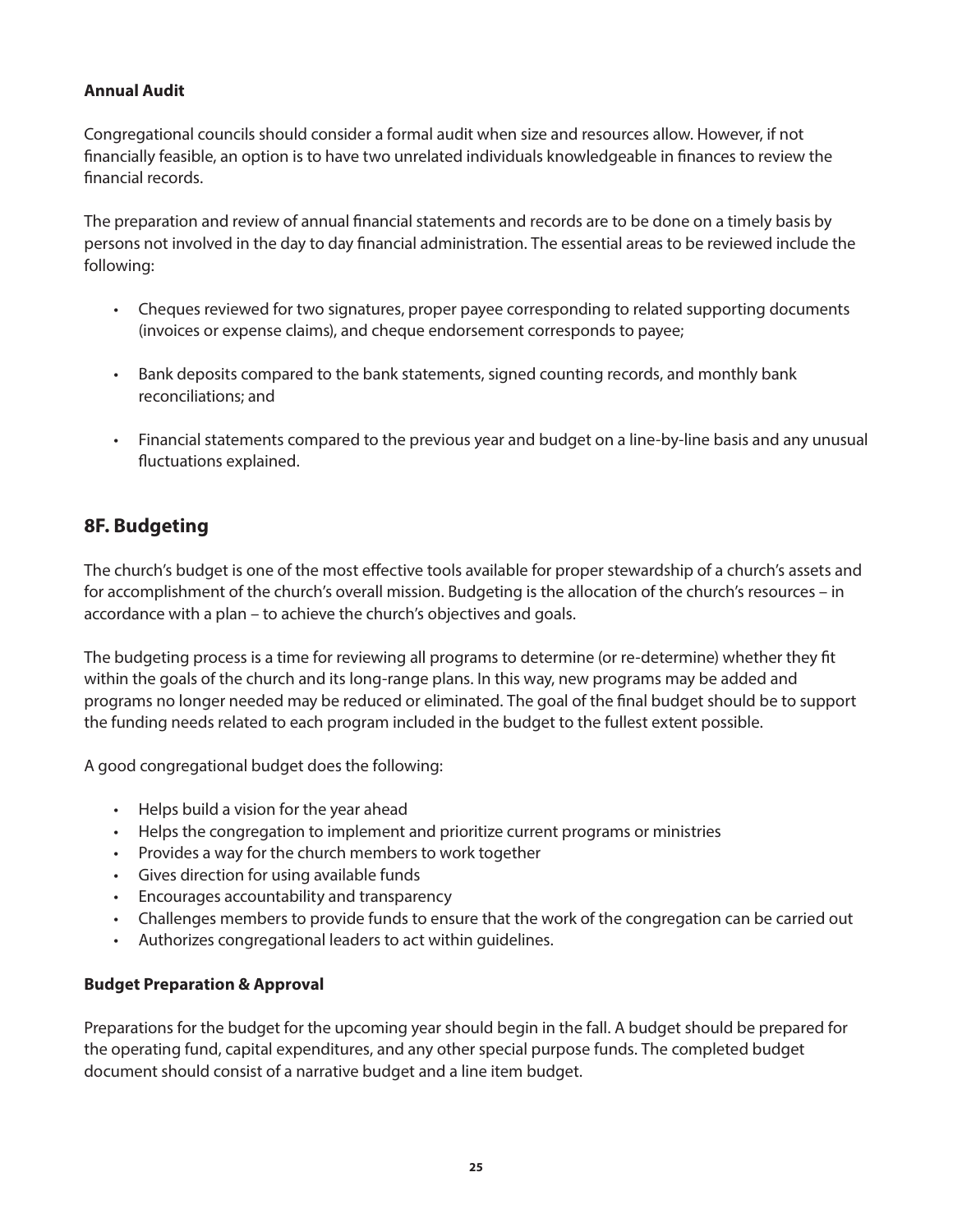**Annual Audit**

Congregational councils should consider a formal audit when size and resources allow. However, if not financially feasible, an option is to have two unrelated individuals knowledgeable in finances to review the financial records.

The preparation and review of annual financial statements and records are to be done on a timely basis by persons not involved in the day to day financial administration. The essential areas to be reviewed include the following:

- Cheques reviewed for two signatures, proper payee corresponding to related supporting documents (invoices or expense claims), and cheque endorsement corresponds to payee;
- Bank deposits compared to the bank statements, signed counting records, and monthly bank reconciliations; and
- Financial statements compared to the previous year and budget on a line-by-line basis and any unusual fluctuations explained.

## 8F. Budgeting

The church's budget is one of the most effective tools available for proper stewardship of a church's assets and for accomplishment of the church's overall mission. Budgeting is the allocation of the church's resources – in accordance with a plan – to achieve the church's objectives and goals.

The budgeting process is a time for reviewing all programs to determine (or re-determine) whether they fit within the goals of the church and its long-range plans. In this way, new programs may be added and programs no longer needed may be reduced or eliminated. The goal of the final budget should be to support the funding needs related to each program included in the budget to the fullest extent possible.

A good congregational budget does the following:

- Helps build a vision for the year ahead
- Helps the congregation to implement and prioritize current programs or ministries
- Provides a way for the church members to work together
- Gives direction for using available funds
- Encourages accountability and transparency
- Challenges members to provide funds to ensure that the work of the congregation can be carried out
- Authorizes congregational leaders to act within guidelines.

**Budget Preparation & Approval**

Preparations for the budget for the upcoming year should begin in the fall. A budget should be prepared for the operating fund, capital expenditures, and any other special purpose funds. The completed budget document should consist of a narrative budget and a line item budget.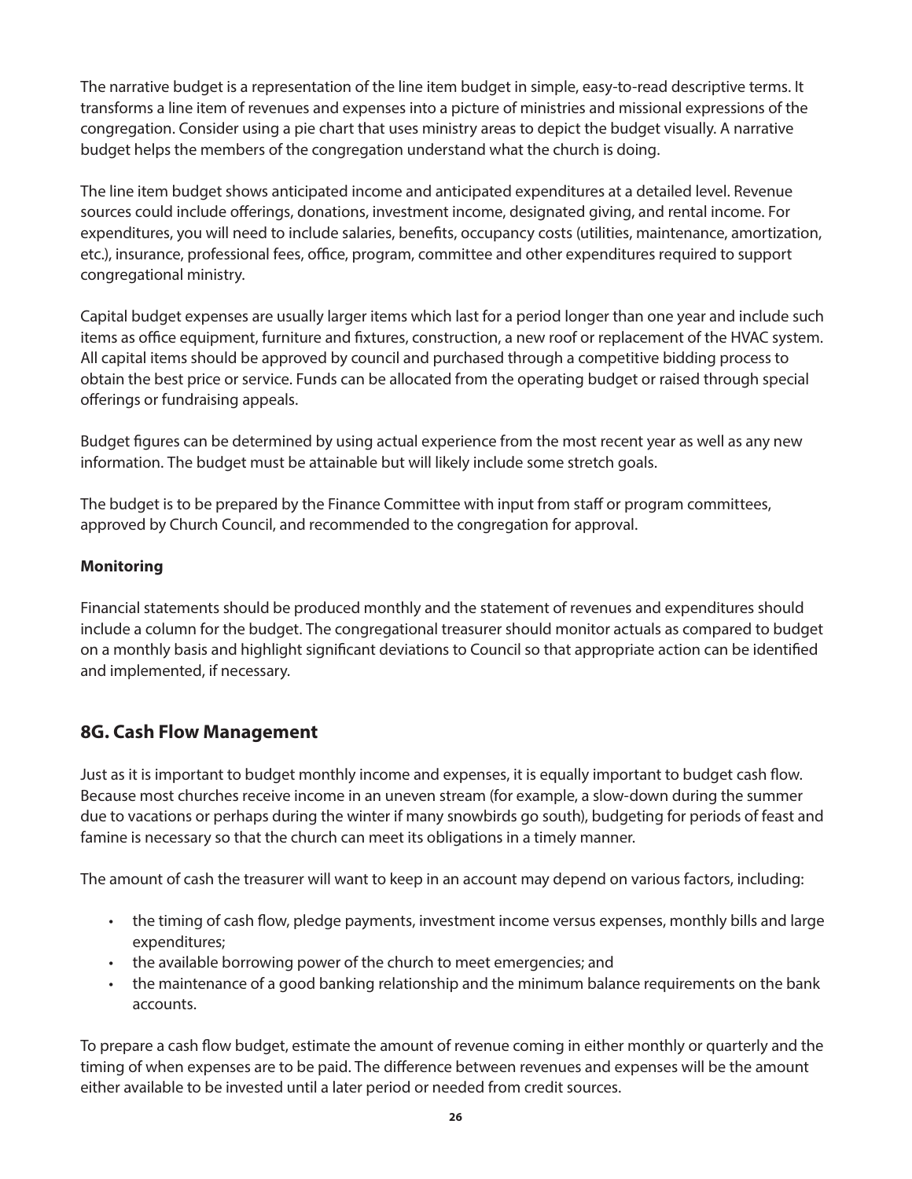The narrative budget is a representation of the line item budget in simple, easy-to-read descriptive terms. It transforms a line item of revenues and expenses into a picture of ministries and missional expressions of the congregation. Consider using a pie chart that uses ministry areas to depict the budget visually. A narrative budget helps the members of the congregation understand what the church is doing.

The line item budget shows anticipated income and anticipated expenditures at a detailed level. Revenue sources could include offerings, donations, investment income, designated giving, and rental income. For expenditures, you will need to include salaries, benefits, occupancy costs (utilities, maintenance, amortization, etc.), insurance, professional fees, office, program, committee and other expenditures required to support congregational ministry.

Capital budget expenses are usually larger items which last for a period longer than one year and include such items as office equipment, furniture and fixtures, construction, a new roof or replacement of the HVAC system. All capital items should be approved by council and purchased through a competitive bidding process to obtain the best price or service. Funds can be allocated from the operating budget or raised through special offerings or fundraising appeals.

Budget figures can be determined by using actual experience from the most recent year as well as any new information. The budget must be attainable but will likely include some stretch goals.

The budget is to be prepared by the Finance Committee with input from staff or program committees, approved by Church Council, and recommended to the congregation for approval.

**Monitoring**

Financial statements should be produced monthly and the statement of revenues and expenditures should include a column for the budget. The congregational treasurer should monitor actuals as compared to budget on a monthly basis and highlight significant deviations to Council so that appropriate action can be identified and implemented, if necessary.

## 8G. Cash Flow Management

Just as it is important to budget monthly income and expenses, it is equally important to budget cash flow. Because most churches receive income in an uneven stream (for example, a slow-down during the summer due to vacations or perhaps during the winter if many snowbirds go south), budgeting for periods of feast and famine is necessary so that the church can meet its obligations in a timely manner.

The amount of cash the treasurer will want to keep in an account may depend on various factors, including:

- the timing of cash flow, pledge payments, investment income versus expenses, monthly bills and large expenditures;
- the available borrowing power of the church to meet emergencies; and
- the maintenance of a good banking relationship and the minimum balance requirements on the bank accounts.

To prepare a cash flow budget, estimate the amount of revenue coming in either monthly or quarterly and the timing of when expenses are to be paid. The difference between revenues and expenses will be the amount either available to be invested until a later period or needed from credit sources.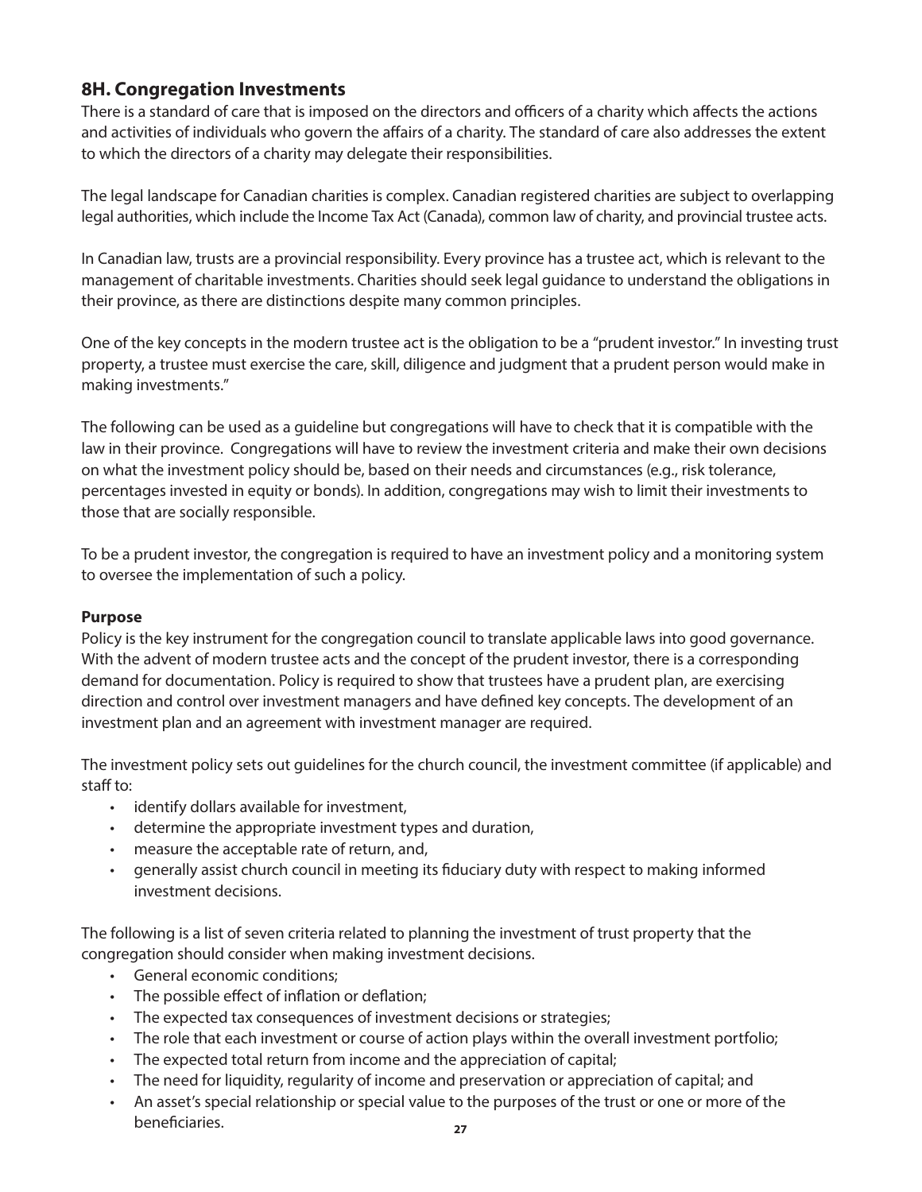## 8H. Congregation Investments

There is a standard of care that is imposed on the directors and officers of a charity which affects the actions and activities of individuals who govern the affairs of a charity. The standard of care also addresses the extent to which the directors of a charity may delegate their responsibilities.

The legal landscape for Canadian charities is complex. Canadian registered charities are subject to overlapping legal authorities, which include the Income Tax Act (Canada), common law of charity, and provincial trustee acts.

In Canadian law, trusts are a provincial responsibility. Every province has a trustee act, which is relevant to the management of charitable investments. Charities should seek legal guidance to understand the obligations in their province, as there are distinctions despite many common principles.

One of the key concepts in the modern trustee act is the obligation to be a "prudent investor." In investing trust property, a trustee must exercise the care, skill, diligence and judgment that a prudent person would make in making investments."

The following can be used as a guideline but congregations will have to check that it is compatible with the law in their province. Congregations will have to review the investment criteria and make their own decisions on what the investment policy should be, based on their needs and circumstances (e.g., risk tolerance, percentages invested in equity or bonds). In addition, congregations may wish to limit their investments to those that are socially responsible.

To be a prudent investor, the congregation is required to have an investment policy and a monitoring system to oversee the implementation of such a policy.

**Purpose**

Policy is the key instrument for the congregation council to translate applicable laws into good governance. With the advent of modern trustee acts and the concept of the prudent investor, there is a corresponding demand for documentation. Policy is required to show that trustees have a prudent plan, are exercising direction and control over investment managers and have defined key concepts. The development of an investment plan and an agreement with investment manager are required.

The investment policy sets out guidelines for the church council, the investment committee (if applicable) and staff to:

- identify dollars available for investment,
- determine the appropriate investment types and duration,
- measure the acceptable rate of return, and,
- generally assist church council in meeting its fiduciary duty with respect to making informed investment decisions.

The following is a list of seven criteria related to planning the investment of trust property that the congregation should consider when making investment decisions.

- General economic conditions;
- The possible effect of inflation or deflation;
- The expected tax consequences of investment decisions or strategies;
- The role that each investment or course of action plays within the overall investment portfolio;
- The expected total return from income and the appreciation of capital;
- The need for liquidity, regularity of income and preservation or appreciation of capital; and
- An asset's special relationship or special value to the purposes of the trust or one or more of the beneficiaries.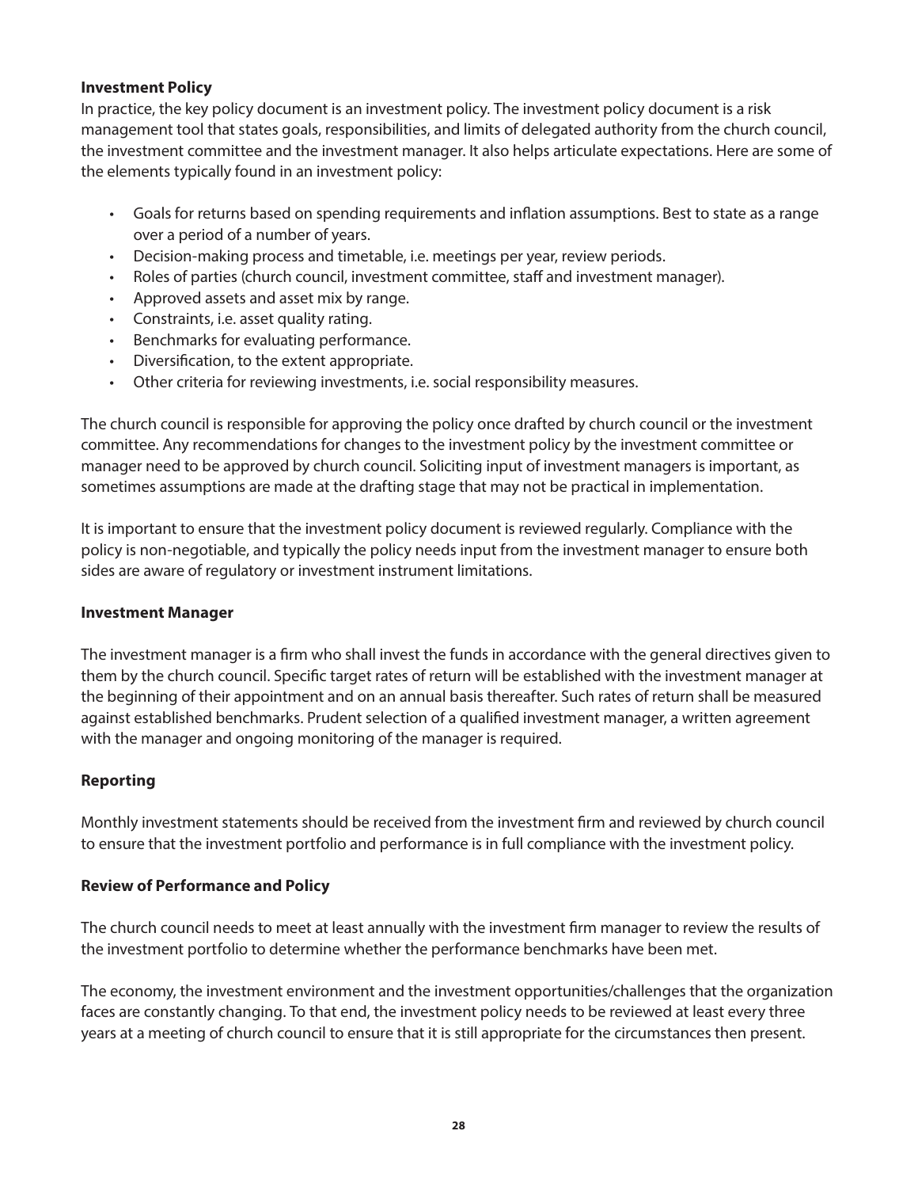**Investment Policy**

In practice, the key policy document is an investment policy. The investment policy document is a risk management tool that states goals, responsibilities, and limits of delegated authority from the church council, the investment committee and the investment manager. It also helps articulate expectations. Here are some of the elements typically found in an investment policy:

- Goals for returns based on spending requirements and inflation assumptions. Best to state as a range over a period of a number of years.
- Decision-making process and timetable, i.e. meetings per year, review periods.
- Roles of parties (church council, investment committee, staff and investment manager).
- Approved assets and asset mix by range.
- Constraints, i.e. asset quality rating.
- Benchmarks for evaluating performance.
- Diversification, to the extent appropriate.
- Other criteria for reviewing investments, i.e. social responsibility measures.

The church council is responsible for approving the policy once drafted by church council or the investment committee. Any recommendations for changes to the investment policy by the investment committee or manager need to be approved by church council. Soliciting input of investment managers is important, as sometimes assumptions are made at the drafting stage that may not be practical in implementation.

It is important to ensure that the investment policy document is reviewed regularly. Compliance with the policy is non-negotiable, and typically the policy needs input from the investment manager to ensure both sides are aware of regulatory or investment instrument limitations.

**Investment Manager**

The investment manager is a firm who shall invest the funds in accordance with the general directives given to them by the church council. Specific target rates of return will be established with the investment manager at the beginning of their appointment and on an annual basis thereafter. Such rates of return shall be measured against established benchmarks. Prudent selection of a qualified investment manager, a written agreement with the manager and ongoing monitoring of the manager is required.

**Reporting**

Monthly investment statements should be received from the investment firm and reviewed by church council to ensure that the investment portfolio and performance is in full compliance with the investment policy.

**Review of Performance and Policy**

The church council needs to meet at least annually with the investment firm manager to review the results of the investment portfolio to determine whether the performance benchmarks have been met.

The economy, the investment environment and the investment opportunities/challenges that the organization faces are constantly changing. To that end, the investment policy needs to be reviewed at least every three years at a meeting of church council to ensure that it is still appropriate for the circumstances then present.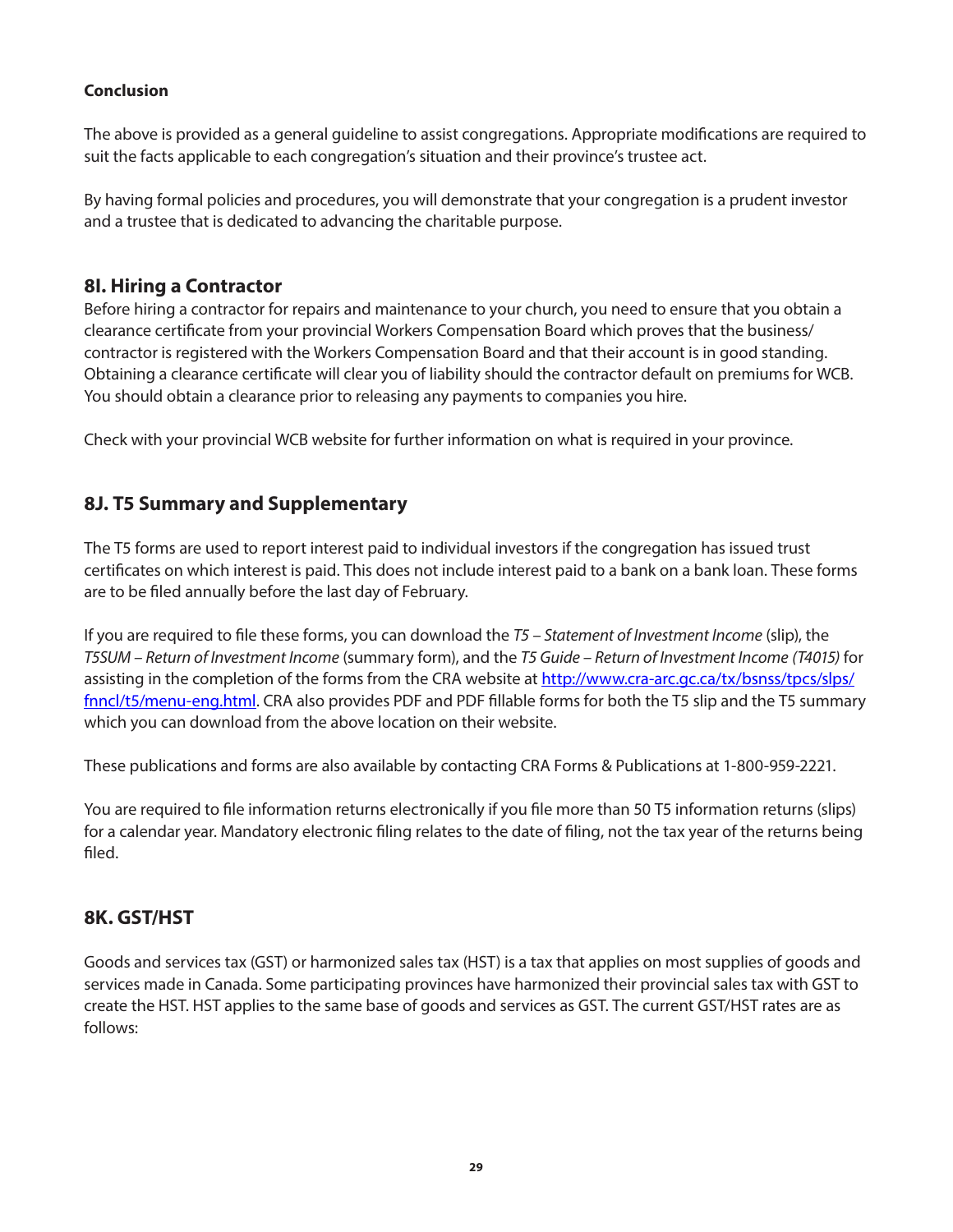**Conclusion**

The above is provided as a general guideline to assist congregations. Appropriate modifications are required to suit the facts applicable to each congregation's situation and their province's trustee act.

By having formal policies and procedures, you will demonstrate that your congregation is a prudent investor and a trustee that is dedicated to advancing the charitable purpose.

## 8I. Hiring a Contractor

Before hiring a contractor for repairs and maintenance to your church, you need to ensure that you obtain a clearance certificate from your provincial Workers Compensation Board which proves that the business/contractor is registered with the Workers Compensation Board and that their account is in good standing. Obtaining a clearance certificate will clear you of liability should the contractor default on premiums for WCB. You should obtain a clearance prior to releasing any payments to companies you hire.

Check with your provincial WCB website for further information on what is required in your province.

## 8J. T5 Summary and Supplementary

The T5 forms are used to report interest paid to individual investors if the congregation has issued trust certificates on which interest is paid. This does not include interest paid to a bank on a bank loan. These forms are to be filed annually before the last day of February.

If you are required to file these forms, you can download the *T5 – Statement of Investment Income* (slip), the *T5SUM – Return of Investment Income* (summary form), and the *T5 Guide – Return of Investment Income (T4015)* for assisting in the completion of the forms from the CRA website at [http://www.cra-arc.gc.ca/tx/bsnss/tpcs/slps/fnncl/t5/menu-eng.html](http://www.cra-arc.gc.ca/tx/bsnss/tpcs/slps/fnncl/t5/menu-eng.html). CRA also provides PDF and PDF fillable forms for both the T5 slip and the T5 summary which you can download from the above location on their website.

These publications and forms are also available by contacting CRA Forms & Publications at 1-800-959-2221.

You are required to file information returns electronically if you file more than 50 T5 information returns (slips) for a calendar year. Mandatory electronic filing relates to the date of filing, not the tax year of the returns being filed.

## 8K. GST/HST

Goods and services tax (GST) or harmonized sales tax (HST) is a tax that applies on most supplies of goods and services made in Canada. Some participating provinces have harmonized their provincial sales tax with GST to create the HST. HST applies to the same base of goods and services as GST. The current GST/HST rates are as follows: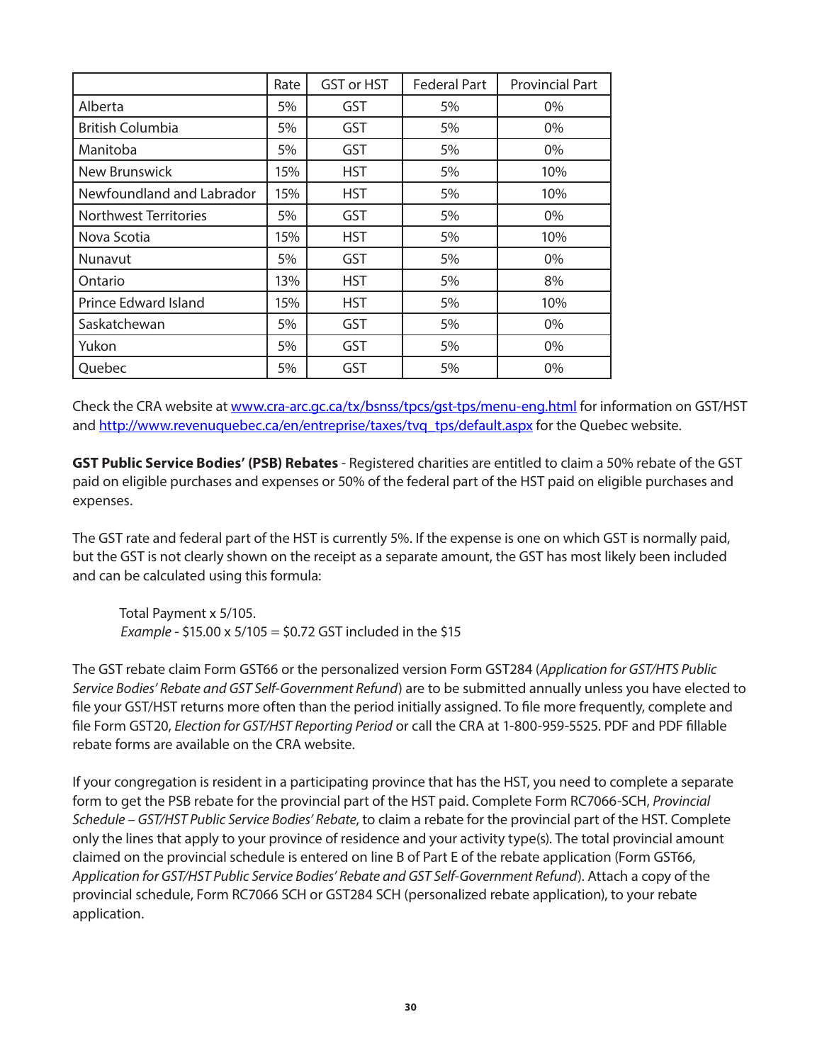|  | Rate | GST or HST | Federal Part | Provincial Part |
|---|---|---|---|---|
| Alberta | 5% | GST | 5% | 0% |
| British Columbia | 5% | GST | 5% | 0% |
| Manitoba | 5% | GST | 5% | 0% |
| New Brunswick | 15% | HST | 5% | 10% |
| Newfoundland and Labrador | 15% | HST | 5% | 10% |
| Northwest Territories | 5% | GST | 5% | 0% |
| Nova Scotia | 15% | HST | 5% | 10% |
| Nunavut | 5% | GST | 5% | 0% |
| Ontario | 13% | HST | 5% | 8% |
| Prince Edward Island | 15% | HST | 5% | 10% |
| Saskatchewan | 5% | GST | 5% | 0% |
| Yukon | 5% | GST | 5% | 0% |
| Quebec | 5% | GST | 5% | 0% |

Check the CRA website at [www.cra-arc.gc.ca/tx/bsnss/tpcs/gst-tps/menu-eng.html](www.cra-arc.gc.ca/tx/bsnss/tpcs/gst-tps/menu-eng.html) for information on GST/HST and [http://www.revenuquebec.ca/en/entreprise/taxes/tvq_tps/default.aspx](http://www.revenuquebec.ca/en/entreprise/taxes/tvq_tps/default.aspx) for the Quebec website.

**GST Public Service Bodies' (PSB) Rebates** - Registered charities are entitled to claim a 50% rebate of the GST paid on eligible purchases and expenses or 50% of the federal part of the HST paid on eligible purchases and expenses.

The GST rate and federal part of the HST is currently 5%. If the expense is one on which GST is normally paid, but the GST is not clearly shown on the receipt as a separate amount, the GST has most likely been included and can be calculated using this formula:

> Total Payment x 5/105.
> *Example* - $15.00 x 5/105 = $0.72 GST included in the $15

The GST rebate claim Form GST66 or the personalized version Form GST284 (*Application for GST/HTS Public Service Bodies' Rebate and GST Self-Government Refund*) are to be submitted annually unless you have elected to file your GST/HST returns more often than the period initially assigned. To file more frequently, complete and file Form GST20, *Election for GST/HST Reporting Period* or call the CRA at 1-800-959-5525. PDF and PDF fillable rebate forms are available on the CRA website.

If your congregation is resident in a participating province that has the HST, you need to complete a separate form to get the PSB rebate for the provincial part of the HST paid. Complete Form RC7066-SCH, *Provincial Schedule – GST/HST Public Service Bodies' Rebate*, to claim a rebate for the provincial part of the HST. Complete only the lines that apply to your province of residence and your activity type(s). The total provincial amount claimed on the provincial schedule is entered on line B of Part E of the rebate application (Form GST66, *Application for GST/HST Public Service Bodies' Rebate and GST Self-Government Refund*). Attach a copy of the provincial schedule, Form RC7066 SCH or GST284 SCH (personalized rebate application), to your rebate application.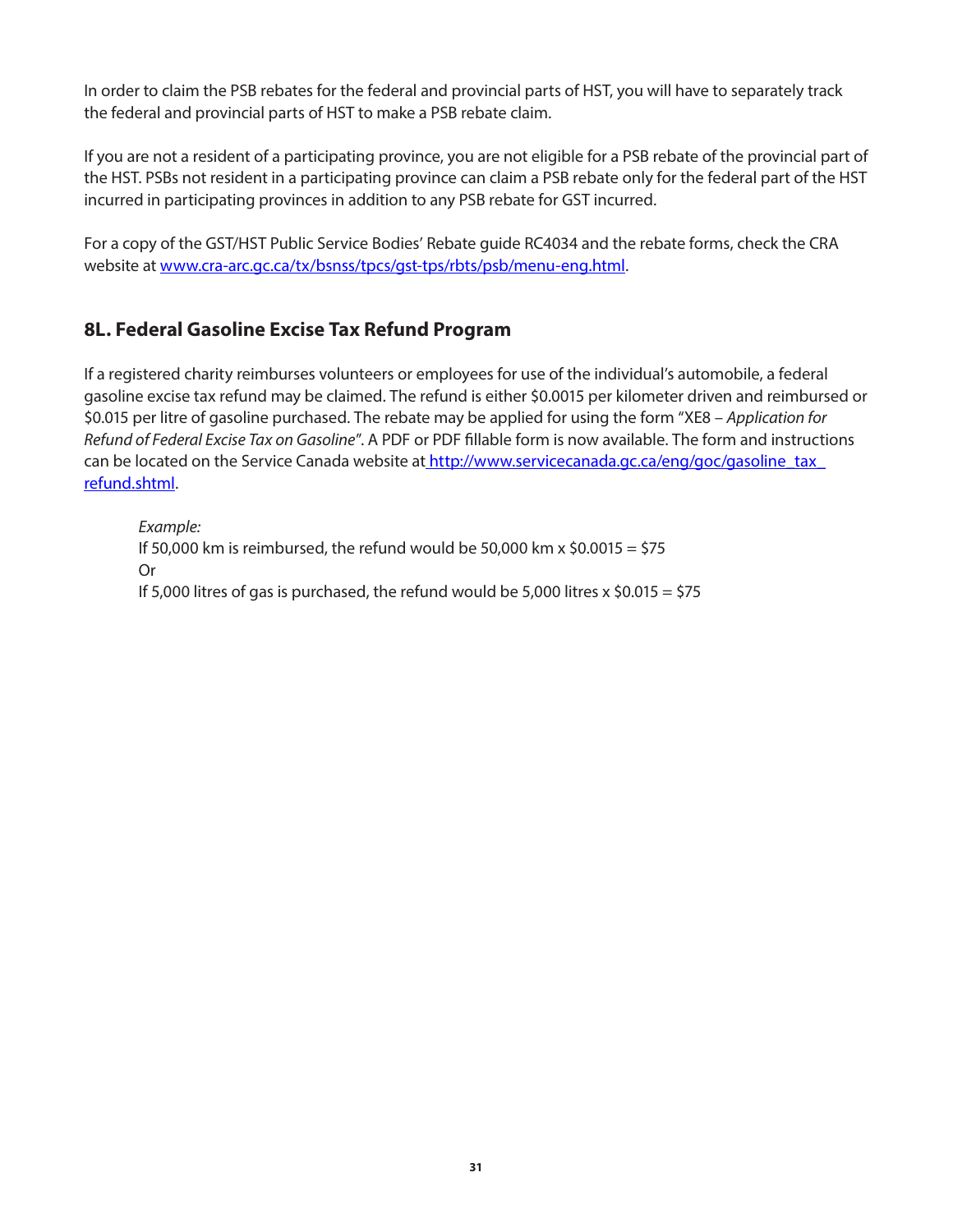In order to claim the PSB rebates for the federal and provincial parts of HST, you will have to separately track the federal and provincial parts of HST to make a PSB rebate claim.

If you are not a resident of a participating province, you are not eligible for a PSB rebate of the provincial part of the HST. PSBs not resident in a participating province can claim a PSB rebate only for the federal part of the HST incurred in participating provinces in addition to any PSB rebate for GST incurred.

For a copy of the GST/HST Public Service Bodies' Rebate guide RC4034 and the rebate forms, check the CRA website at [www.cra-arc.gc.ca/tx/bsnss/tpcs/gst-tps/rbts/psb/menu-eng.html](www.cra-arc.gc.ca/tx/bsnss/tpcs/gst-tps/rbts/psb/menu-eng.html).

## 8L. Federal Gasoline Excise Tax Refund Program

If a registered charity reimburses volunteers or employees for use of the individual's automobile, a federal gasoline excise tax refund may be claimed. The refund is either $0.0015 per kilometer driven and reimbursed or $0.015 per litre of gasoline purchased. The rebate may be applied for using the form "XE8 – *Application for Refund of Federal Excise Tax on Gasoline*". A PDF or PDF fillable form is now available. The form and instructions can be located on the Service Canada website at [http://www.servicecanada.gc.ca/eng/goc/gasoline_tax_refund.shtml](http://www.servicecanada.gc.ca/eng/goc/gasoline_tax_refund.shtml).

> *Example:*
> If 50,000 km is reimbursed, the refund would be 50,000 km x $0.0015 = $75
> Or
> If 5,000 litres of gas is purchased, the refund would be 5,000 litres x $0.015 = $75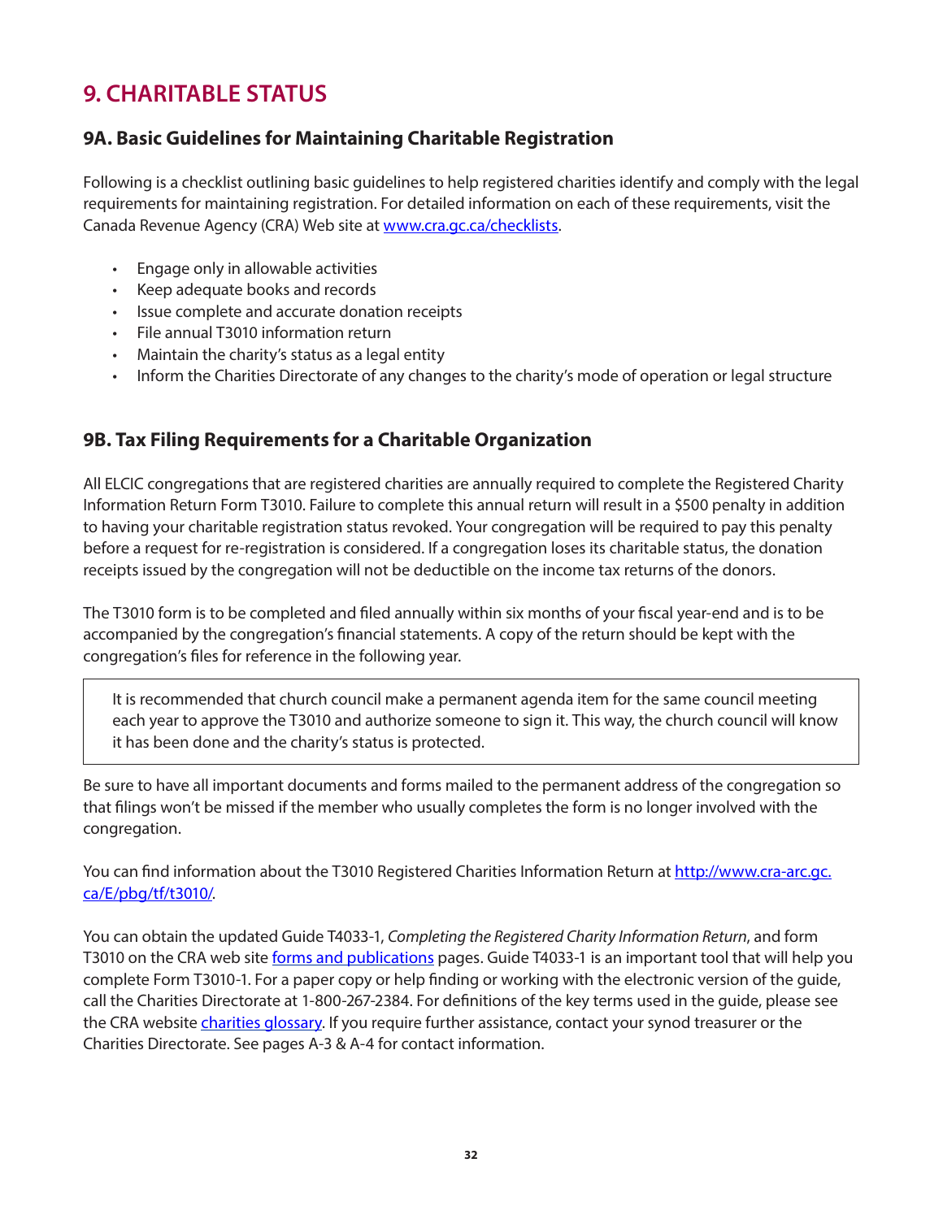# 9. CHARITABLE STATUS

## 9A. Basic Guidelines for Maintaining Charitable Registration

Following is a checklist outlining basic guidelines to help registered charities identify and comply with the legal requirements for maintaining registration. For detailed information on each of these requirements, visit the Canada Revenue Agency (CRA) Web site at [www.cra.gc.ca/checklists](www.cra.gc.ca/checklists).

- Engage only in allowable activities
- Keep adequate books and records
- Issue complete and accurate donation receipts
- File annual T3010 information return
- Maintain the charity's status as a legal entity
- Inform the Charities Directorate of any changes to the charity's mode of operation or legal structure

## 9B. Tax Filing Requirements for a Charitable Organization

All ELCIC congregations that are registered charities are annually required to complete the Registered Charity Information Return Form T3010. Failure to complete this annual return will result in a $500 penalty in addition to having your charitable registration status revoked. Your congregation will be required to pay this penalty before a request for re-registration is considered. If a congregation loses its charitable status, the donation receipts issued by the congregation will not be deductible on the income tax returns of the donors.

The T3010 form is to be completed and filed annually within six months of your fiscal year-end and is to be accompanied by the congregation's financial statements. A copy of the return should be kept with the congregation's files for reference in the following year.

> It is recommended that church council make a permanent agenda item for the same council meeting each year to approve the T3010 and authorize someone to sign it. This way, the church council will know it has been done and the charity's status is protected.

Be sure to have all important documents and forms mailed to the permanent address of the congregation so that filings won't be missed if the member who usually completes the form is no longer involved with the congregation.

You can find information about the T3010 Registered Charities Information Return at [http://www.cra-arc.gc.ca/E/pbg/tf/t3010/](http://www.cra-arc.gc.ca/E/pbg/tf/t3010/).

You can obtain the updated Guide T4033-1, *Completing the Registered Charity Information Return*, and form T3010 on the CRA web site forms and publications pages. Guide T4033-1 is an important tool that will help you complete Form T3010-1. For a paper copy or help finding or working with the electronic version of the guide, call the Charities Directorate at 1-800-267-2384. For definitions of the key terms used in the guide, please see the CRA website charities glossary. If you require further assistance, contact your synod treasurer or the Charities Directorate. See pages A-3 & A-4 for contact information.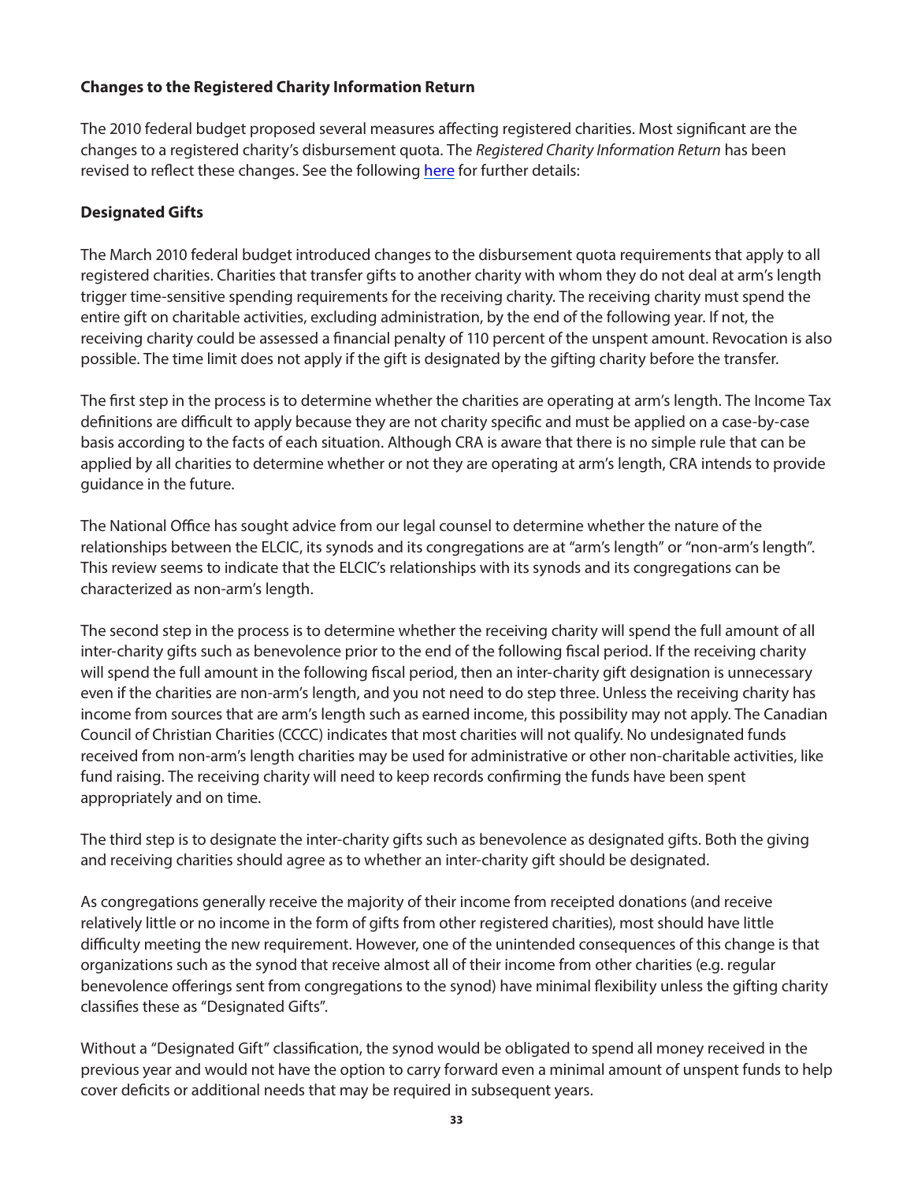**Changes to the Registered Charity Information Return**

The 2010 federal budget proposed several measures affecting registered charities. Most significant are the changes to a registered charity's disbursement quota. The *Registered Charity Information Return* has been revised to reflect these changes. See the following here for further details:

**Designated Gifts**

The March 2010 federal budget introduced changes to the disbursement quota requirements that apply to all registered charities. Charities that transfer gifts to another charity with whom they do not deal at arm's length trigger time-sensitive spending requirements for the receiving charity. The receiving charity must spend the entire gift on charitable activities, excluding administration, by the end of the following year. If not, the receiving charity could be assessed a financial penalty of 110 percent of the unspent amount. Revocation is also possible. The time limit does not apply if the gift is designated by the gifting charity before the transfer.

The first step in the process is to determine whether the charities are operating at arm's length. The Income Tax definitions are difficult to apply because they are not charity specific and must be applied on a case-by-case basis according to the facts of each situation. Although CRA is aware that there is no simple rule that can be applied by all charities to determine whether or not they are operating at arm's length, CRA intends to provide guidance in the future.

The National Office has sought advice from our legal counsel to determine whether the nature of the relationships between the ELCIC, its synods and its congregations are at "arm's length" or "non-arm's length". This review seems to indicate that the ELCIC's relationships with its synods and its congregations can be characterized as non-arm's length.

The second step in the process is to determine whether the receiving charity will spend the full amount of all inter-charity gifts such as benevolence prior to the end of the following fiscal period. If the receiving charity will spend the full amount in the following fiscal period, then an inter-charity gift designation is unnecessary even if the charities are non-arm's length, and you not need to do step three. Unless the receiving charity has income from sources that are arm's length such as earned income, this possibility may not apply. The Canadian Council of Christian Charities (CCCC) indicates that most charities will not qualify. No undesignated funds received from non-arm's length charities may be used for administrative or other non-charitable activities, like fund raising. The receiving charity will need to keep records confirming the funds have been spent appropriately and on time.

The third step is to designate the inter-charity gifts such as benevolence as designated gifts. Both the giving and receiving charities should agree as to whether an inter-charity gift should be designated.

As congregations generally receive the majority of their income from receipted donations (and receive relatively little or no income in the form of gifts from other registered charities), most should have little difficulty meeting the new requirement. However, one of the unintended consequences of this change is that organizations such as the synod that receive almost all of their income from other charities (e.g. regular benevolence offerings sent from congregations to the synod) have minimal flexibility unless the gifting charity classifies these as "Designated Gifts".

Without a "Designated Gift" classification, the synod would be obligated to spend all money received in the previous year and would not have the option to carry forward even a minimal amount of unspent funds to help cover deficits or additional needs that may be required in subsequent years.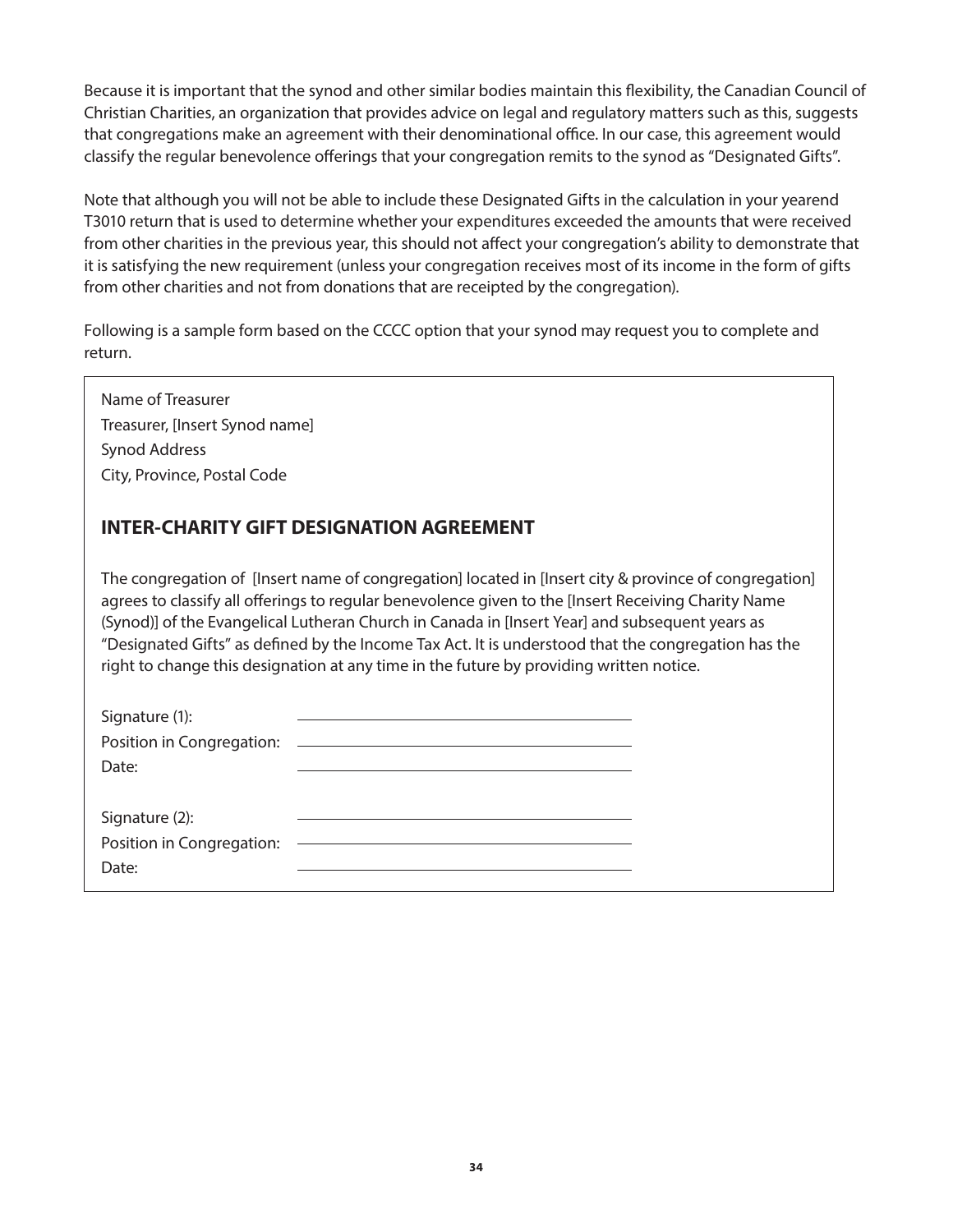Because it is important that the synod and other similar bodies maintain this flexibility, the Canadian Council of Christian Charities, an organization that provides advice on legal and regulatory matters such as this, suggests that congregations make an agreement with their denominational office. In our case, this agreement would classify the regular benevolence offerings that your congregation remits to the synod as "Designated Gifts".

Note that although you will not be able to include these Designated Gifts in the calculation in your yearend T3010 return that is used to determine whether your expenditures exceeded the amounts that were received from other charities in the previous year, this should not affect your congregation's ability to demonstrate that it is satisfying the new requirement (unless your congregation receives most of its income in the form of gifts from other charities and not from donations that are receipted by the congregation).

Following is a sample form based on the CCCC option that your synod may request you to complete and return.

Name of Treasurer
Treasurer, [Insert Synod name]
Synod Address
City, Province, Postal Code

## INTER-CHARITY GIFT DESIGNATION AGREEMENT

The congregation of [Insert name of congregation] located in [Insert city & province of congregation] agrees to classify all offerings to regular benevolence given to the [Insert Receiving Charity Name (Synod)] of the Evangelical Lutheran Church in Canada in [Insert Year] and subsequent years as "Designated Gifts" as defined by the Income Tax Act. It is understood that the congregation has the right to change this designation at any time in the future by providing written notice.

Signature (1): ____________________
Position in Congregation: ____________________
Date: ____________________

Signature (2): ____________________
Position in Congregation: ____________________
Date: ____________________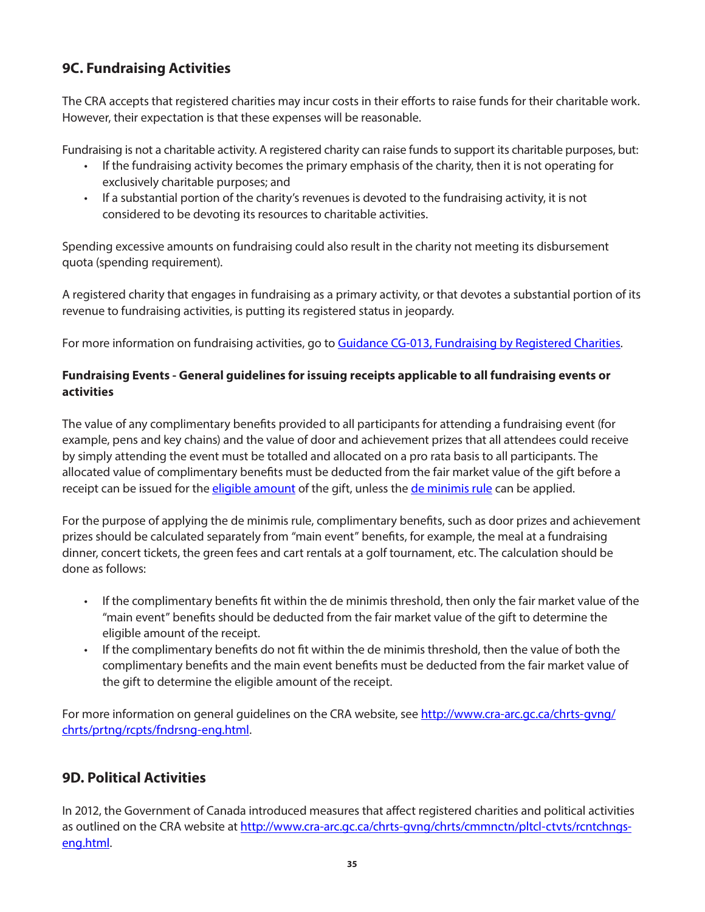## 9C. Fundraising Activities

The CRA accepts that registered charities may incur costs in their efforts to raise funds for their charitable work. However, their expectation is that these expenses will be reasonable.

Fundraising is not a charitable activity. A registered charity can raise funds to support its charitable purposes, but:

- If the fundraising activity becomes the primary emphasis of the charity, then it is not operating for exclusively charitable purposes; and
- If a substantial portion of the charity's revenues is devoted to the fundraising activity, it is not considered to be devoting its resources to charitable activities.

Spending excessive amounts on fundraising could also result in the charity not meeting its disbursement quota (spending requirement).

A registered charity that engages in fundraising as a primary activity, or that devotes a substantial portion of its revenue to fundraising activities, is putting its registered status in jeopardy.

For more information on fundraising activities, go to [Guidance CG-013, Fundraising by Registered Charities](Guidance CG-013, Fundraising by Registered Charities).

**Fundraising Events - General guidelines for issuing receipts applicable to all fundraising events or activities**

The value of any complimentary benefits provided to all participants for attending a fundraising event (for example, pens and key chains) and the value of door and achievement prizes that all attendees could receive by simply attending the event must be totalled and allocated on a pro rata basis to all participants. The allocated value of complimentary benefits must be deducted from the fair market value of the gift before a receipt can be issued for the eligible amount of the gift, unless the de minimis rule can be applied.

For the purpose of applying the de minimis rule, complimentary benefits, such as door prizes and achievement prizes should be calculated separately from "main event" benefits, for example, the meal at a fundraising dinner, concert tickets, the green fees and cart rentals at a golf tournament, etc. The calculation should be done as follows:

- If the complimentary benefits fit within the de minimis threshold, then only the fair market value of the "main event" benefits should be deducted from the fair market value of the gift to determine the eligible amount of the receipt.
- If the complimentary benefits do not fit within the de minimis threshold, then the value of both the complimentary benefits and the main event benefits must be deducted from the fair market value of the gift to determine the eligible amount of the receipt.

For more information on general guidelines on the CRA website, see http://www.cra-arc.gc.ca/chrts-gvng/chrts/prtng/rcpts/fndrsng-eng.html.

## 9D. Political Activities

In 2012, the Government of Canada introduced measures that affect registered charities and political activities as outlined on the CRA website at http://www.cra-arc.gc.ca/chrts-gvng/chrts/cmmnctn/pltcl-ctvts/rcntchngs-eng.html.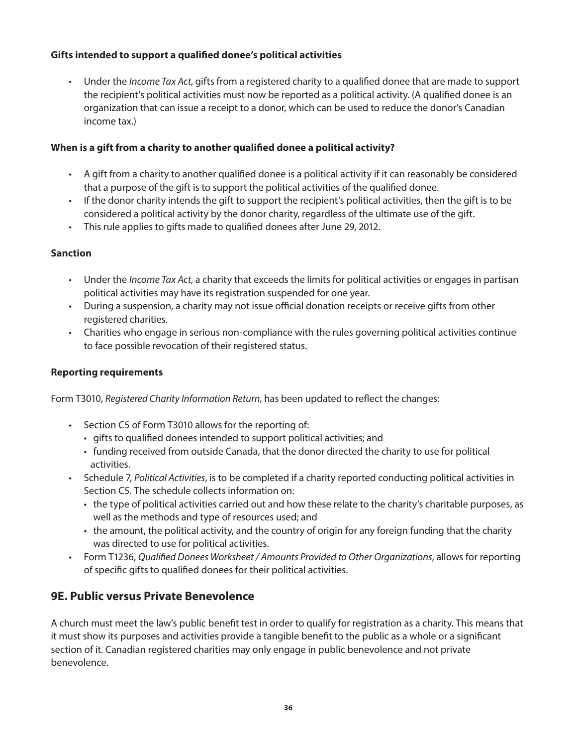**Gifts intended to support a qualified donee's political activities**

- Under the *Income Tax Act*, gifts from a registered charity to a qualified donee that are made to support the recipient's political activities must now be reported as a political activity. (A qualified donee is an organization that can issue a receipt to a donor, which can be used to reduce the donor's Canadian income tax.)

**When is a gift from a charity to another qualified donee a political activity?**

- A gift from a charity to another qualified donee is a political activity if it can reasonably be considered that a purpose of the gift is to support the political activities of the qualified donee.
- If the donor charity intends the gift to support the recipient's political activities, then the gift is to be considered a political activity by the donor charity, regardless of the ultimate use of the gift.
- This rule applies to gifts made to qualified donees after June 29, 2012.

**Sanction**

- Under the *Income Tax Act*, a charity that exceeds the limits for political activities or engages in partisan political activities may have its registration suspended for one year.
- During a suspension, a charity may not issue official donation receipts or receive gifts from other registered charities.
- Charities who engage in serious non-compliance with the rules governing political activities continue to face possible revocation of their registered status.

**Reporting requirements**

Form T3010, *Registered Charity Information Return*, has been updated to reflect the changes:

- Section C5 of Form T3010 allows for the reporting of:
  - gifts to qualified donees intended to support political activities; and
  - funding received from outside Canada, that the donor directed the charity to use for political activities.
- Schedule 7, *Political Activities*, is to be completed if a charity reported conducting political activities in Section C5. The schedule collects information on:
  - the type of political activities carried out and how these relate to the charity's charitable purposes, as well as the methods and type of resources used; and
  - the amount, the political activity, and the country of origin for any foreign funding that the charity was directed to use for political activities.
- Form T1236, *Qualified Donees Worksheet / Amounts Provided to Other Organizations*, allows for reporting of specific gifts to qualified donees for their political activities.

## 9E. Public versus Private Benevolence

A church must meet the law's public benefit test in order to qualify for registration as a charity. This means that it must show its purposes and activities provide a tangible benefit to the public as a whole or a significant section of it. Canadian registered charities may only engage in public benevolence and not private benevolence.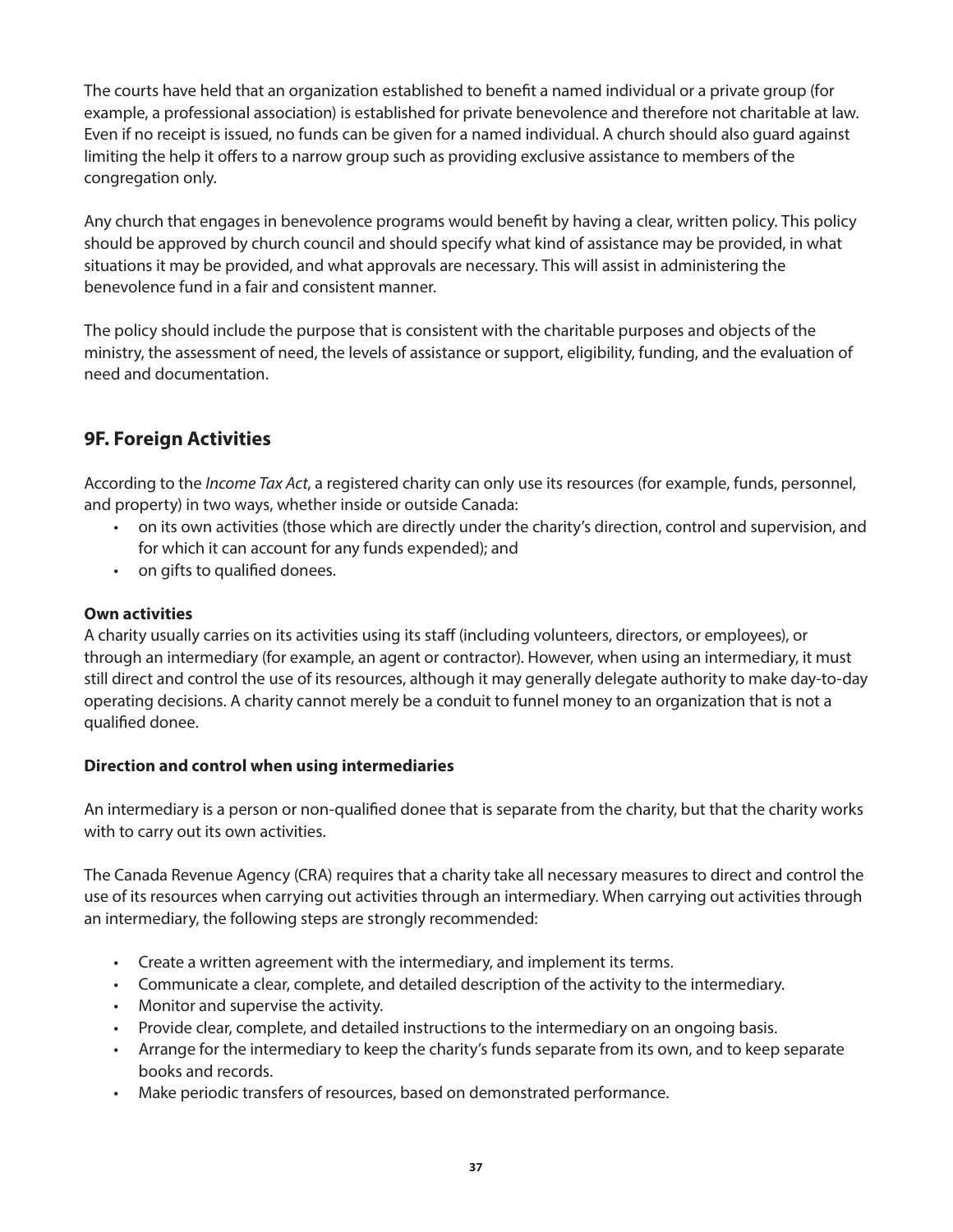The courts have held that an organization established to benefit a named individual or a private group (for example, a professional association) is established for private benevolence and therefore not charitable at law. Even if no receipt is issued, no funds can be given for a named individual. A church should also guard against limiting the help it offers to a narrow group such as providing exclusive assistance to members of the congregation only.

Any church that engages in benevolence programs would benefit by having a clear, written policy. This policy should be approved by church council and should specify what kind of assistance may be provided, in what situations it may be provided, and what approvals are necessary. This will assist in administering the benevolence fund in a fair and consistent manner.

The policy should include the purpose that is consistent with the charitable purposes and objects of the ministry, the assessment of need, the levels of assistance or support, eligibility, funding, and the evaluation of need and documentation.

## 9F. Foreign Activities

According to the *Income Tax Act*, a registered charity can only use its resources (for example, funds, personnel, and property) in two ways, whether inside or outside Canada:

- on its own activities (those which are directly under the charity's direction, control and supervision, and for which it can account for any funds expended); and
- on gifts to qualified donees.

**Own activities**

A charity usually carries on its activities using its staff (including volunteers, directors, or employees), or through an intermediary (for example, an agent or contractor). However, when using an intermediary, it must still direct and control the use of its resources, although it may generally delegate authority to make day-to-day operating decisions. A charity cannot merely be a conduit to funnel money to an organization that is not a qualified donee.

**Direction and control when using intermediaries**

An intermediary is a person or non-qualified donee that is separate from the charity, but that the charity works with to carry out its own activities.

The Canada Revenue Agency (CRA) requires that a charity take all necessary measures to direct and control the use of its resources when carrying out activities through an intermediary. When carrying out activities through an intermediary, the following steps are strongly recommended:

- Create a written agreement with the intermediary, and implement its terms.
- Communicate a clear, complete, and detailed description of the activity to the intermediary.
- Monitor and supervise the activity.
- Provide clear, complete, and detailed instructions to the intermediary on an ongoing basis.
- Arrange for the intermediary to keep the charity's funds separate from its own, and to keep separate books and records.
- Make periodic transfers of resources, based on demonstrated performance.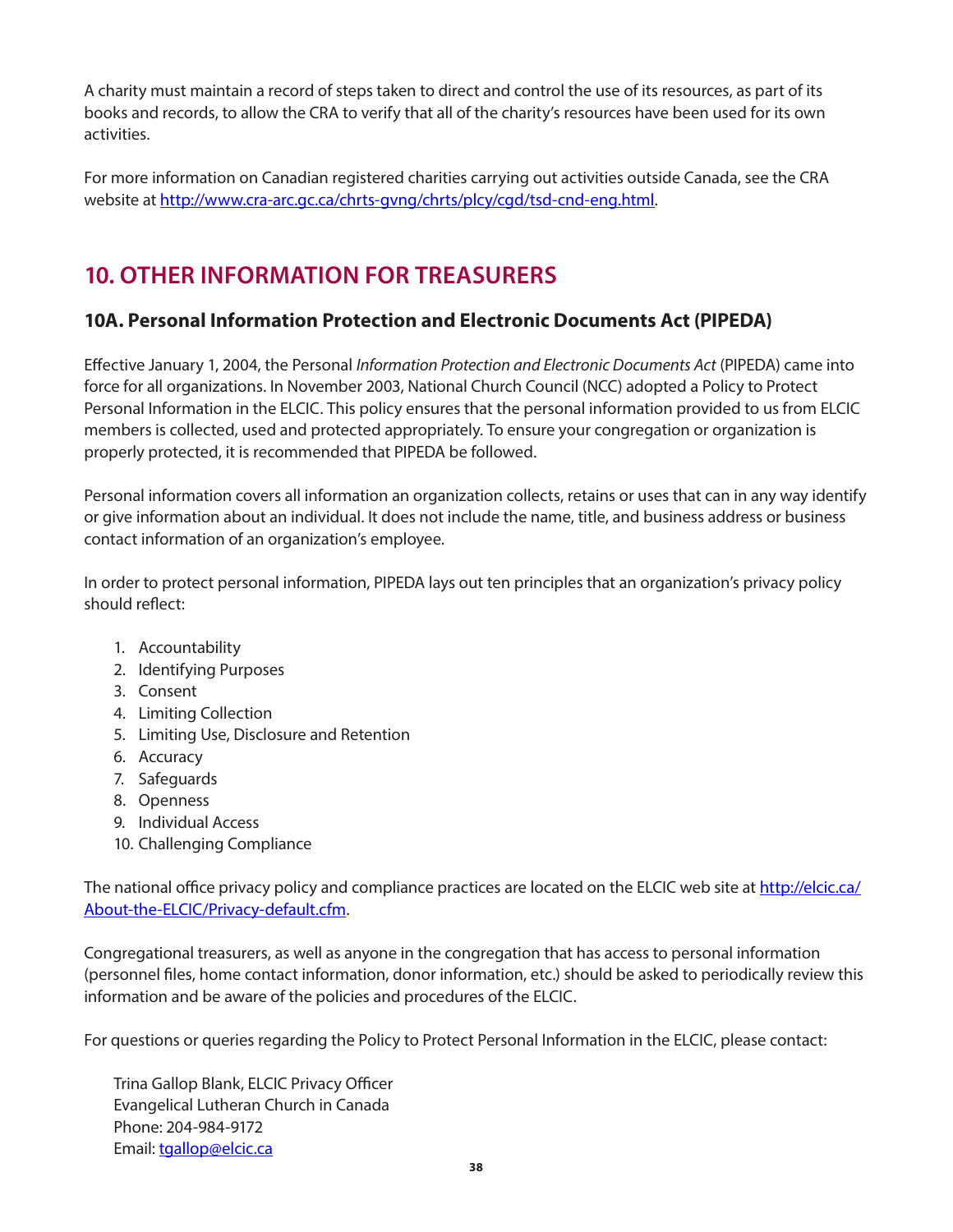A charity must maintain a record of steps taken to direct and control the use of its resources, as part of its books and records, to allow the CRA to verify that all of the charity's resources have been used for its own activities.

For more information on Canadian registered charities carrying out activities outside Canada, see the CRA website at http://www.cra-arc.gc.ca/chrts-gvng/chrts/plcy/cgd/tsd-cnd-eng.html.

# 10. OTHER INFORMATION FOR TREASURERS

## 10A. Personal Information Protection and Electronic Documents Act (PIPEDA)

Effective January 1, 2004, the Personal *Information Protection and Electronic Documents Act* (PIPEDA) came into force for all organizations. In November 2003, National Church Council (NCC) adopted a Policy to Protect Personal Information in the ELCIC. This policy ensures that the personal information provided to us from ELCIC members is collected, used and protected appropriately. To ensure your congregation or organization is properly protected, it is recommended that PIPEDA be followed.

Personal information covers all information an organization collects, retains or uses that can in any way identify or give information about an individual. It does not include the name, title, and business address or business contact information of an organization's employee.

In order to protect personal information, PIPEDA lays out ten principles that an organization's privacy policy should reflect:

1. Accountability
2. Identifying Purposes
3. Consent
4. Limiting Collection
5. Limiting Use, Disclosure and Retention
6. Accuracy
7. Safeguards
8. Openness
9. Individual Access
10. Challenging Compliance

The national office privacy policy and compliance practices are located on the ELCIC web site at http://elcic.ca/About-the-ELCIC/Privacy-default.cfm.

Congregational treasurers, as well as anyone in the congregation that has access to personal information (personnel files, home contact information, donor information, etc.) should be asked to periodically review this information and be aware of the policies and procedures of the ELCIC.

For questions or queries regarding the Policy to Protect Personal Information in the ELCIC, please contact:

Trina Gallop Blank, ELCIC Privacy Officer
Evangelical Lutheran Church in Canada
Phone: 204-984-9172
Email: tgallop@elcic.ca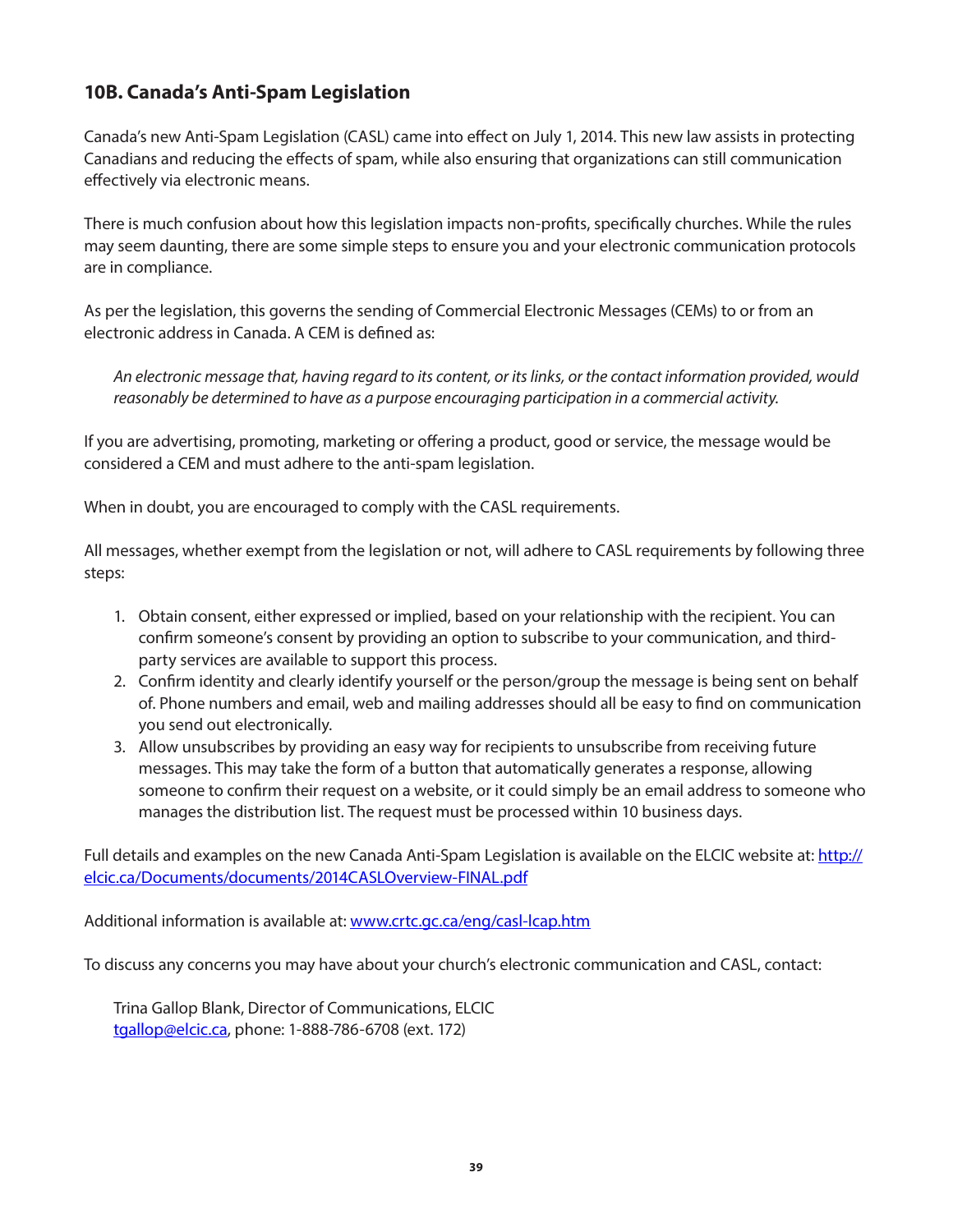## 10B. Canada's Anti-Spam Legislation

Canada's new Anti-Spam Legislation (CASL) came into effect on July 1, 2014. This new law assists in protecting Canadians and reducing the effects of spam, while also ensuring that organizations can still communication effectively via electronic means.

There is much confusion about how this legislation impacts non-profits, specifically churches. While the rules may seem daunting, there are some simple steps to ensure you and your electronic communication protocols are in compliance.

As per the legislation, this governs the sending of Commercial Electronic Messages (CEMs) to or from an electronic address in Canada. A CEM is defined as:

> *An electronic message that, having regard to its content, or its links, or the contact information provided, would reasonably be determined to have as a purpose encouraging participation in a commercial activity.*

If you are advertising, promoting, marketing or offering a product, good or service, the message would be considered a CEM and must adhere to the anti-spam legislation.

When in doubt, you are encouraged to comply with the CASL requirements.

All messages, whether exempt from the legislation or not, will adhere to CASL requirements by following three steps:

1. Obtain consent, either expressed or implied, based on your relationship with the recipient. You can confirm someone's consent by providing an option to subscribe to your communication, and third-party services are available to support this process.
2. Confirm identity and clearly identify yourself or the person/group the message is being sent on behalf of. Phone numbers and email, web and mailing addresses should all be easy to find on communication you send out electronically.
3. Allow unsubscribes by providing an easy way for recipients to unsubscribe from receiving future messages. This may take the form of a button that automatically generates a response, allowing someone to confirm their request on a website, or it could simply be an email address to someone who manages the distribution list. The request must be processed within 10 business days.

Full details and examples on the new Canada Anti-Spam Legislation is available on the ELCIC website at: http://elcic.ca/Documents/documents/2014CASLOverview-FINAL.pdf

Additional information is available at: www.crtc.gc.ca/eng/casl-lcap.htm

To discuss any concerns you may have about your church's electronic communication and CASL, contact:

Trina Gallop Blank, Director of Communications, ELCIC
tgallop@elcic.ca, phone: 1-888-786-6708 (ext. 172)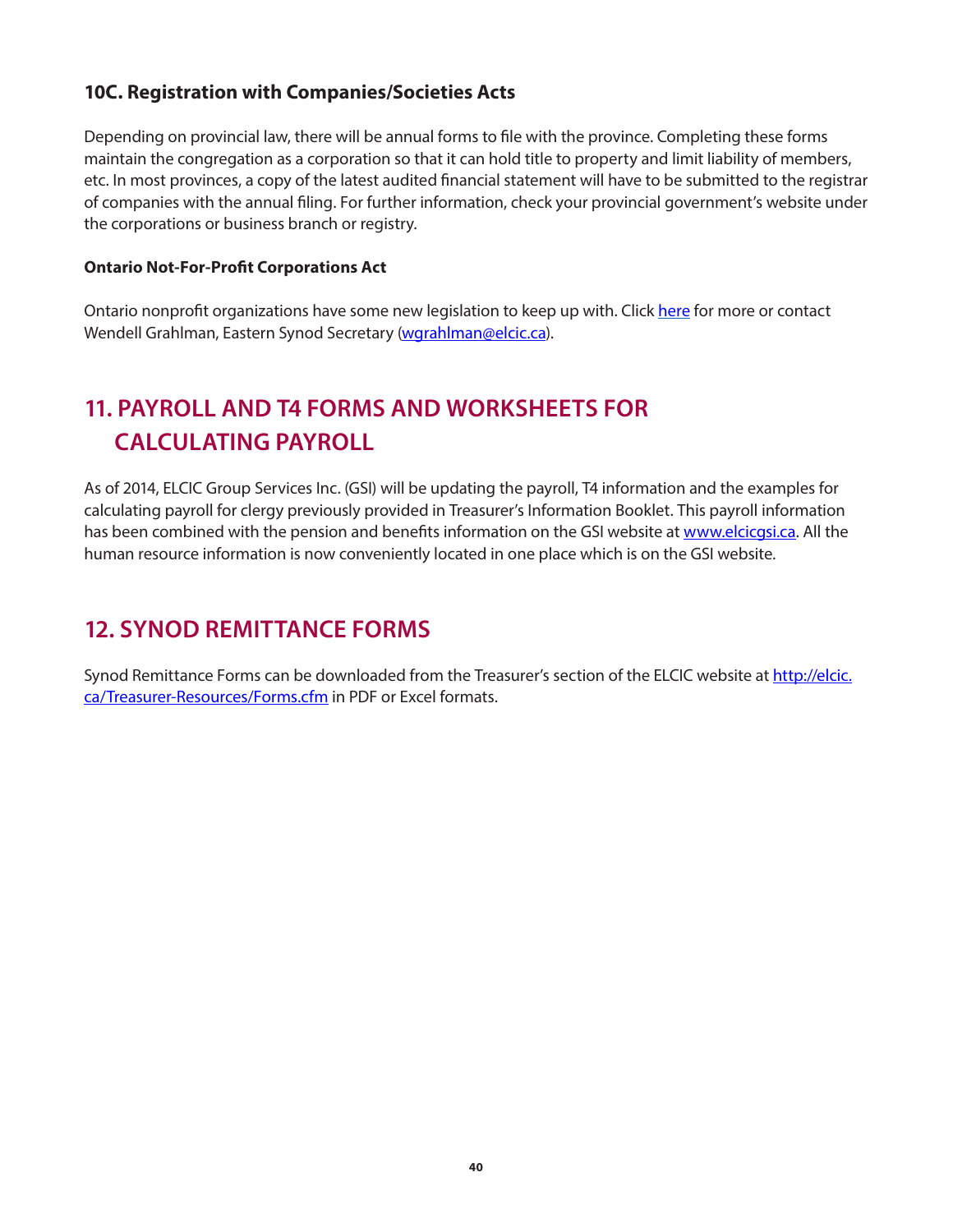### 10C. Registration with Companies/Societies Acts

Depending on provincial law, there will be annual forms to file with the province. Completing these forms maintain the congregation as a corporation so that it can hold title to property and limit liability of members, etc. In most provinces, a copy of the latest audited financial statement will have to be submitted to the registrar of companies with the annual filing. For further information, check your provincial government's website under the corporations or business branch or registry.

#### Ontario Not-For-Profit Corporations Act

Ontario nonprofit organizations have some new legislation to keep up with. Click here for more or contact Wendell Grahlman, Eastern Synod Secretary (wgrahlman@elcic.ca).

## 11. PAYROLL AND T4 FORMS AND WORKSHEETS FOR CALCULATING PAYROLL

As of 2014, ELCIC Group Services Inc. (GSI) will be updating the payroll, T4 information and the examples for calculating payroll for clergy previously provided in Treasurer's Information Booklet. This payroll information has been combined with the pension and benefits information on the GSI website at www.elcicgsi.ca. All the human resource information is now conveniently located in one place which is on the GSI website.

## 12. SYNOD REMITTANCE FORMS

Synod Remittance Forms can be downloaded from the Treasurer's section of the ELCIC website at http://elcic.ca/Treasurer-Resources/Forms.cfm in PDF or Excel formats.